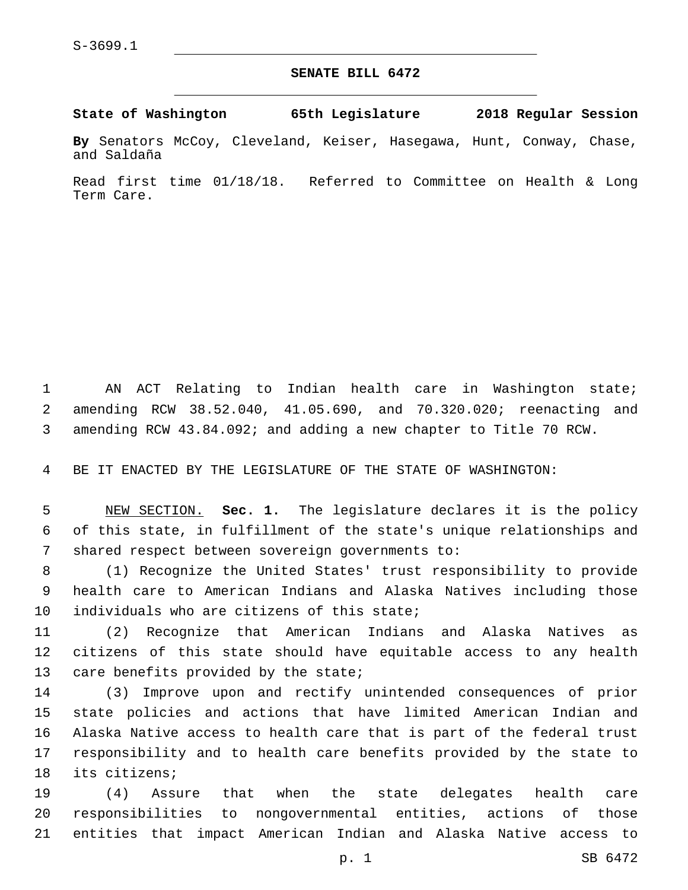S-3699.1

# SENATE BILL 6472

**State of Washington 65th Legislature 2018 Regular Session**

**By** Senators McCoy, Cleveland, Keiser, Hasegawa, Hunt, Conway, Chase, and Saldaña

Read first time 01/18/18. Referred to Committee on Health & Long Term Care.

AN ACT Relating to Indian health care in Washington state; amending RCW 38.52.040, 41.05.690, and 70.320.020; reenacting and amending RCW 43.84.092; and adding a new chapter to Title 70 RCW.

BE IT ENACTED BY THE LEGISLATURE OF THE STATE OF WASHINGTON:

NEW SECTION. **Sec. 1.** The legislature declares it is the policy of this state, in fulfillment of the state's unique relationships and shared respect between sovereign governments to:

(1) Recognize the United States' trust responsibility to provide health care to American Indians and Alaska Natives including those individuals who are citizens of this state;

(2) Recognize that American Indians and Alaska Natives as citizens of this state should have equitable access to any health care benefits provided by the state;

(3) Improve upon and rectify unintended consequences of prior state policies and actions that have limited American Indian and Alaska Native access to health care that is part of the federal trust responsibility and to health care benefits provided by the state to its citizens;

(4) Assure that when the state delegates health care responsibilities to nongovernmental entities, actions of those entities that impact American Indian and Alaska Native access to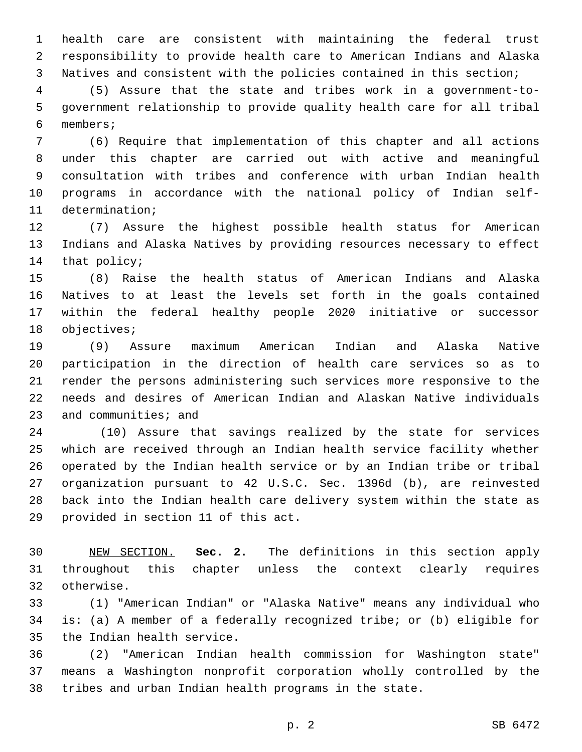health care are consistent with maintaining the federal trust responsibility to provide health care to American Indians and Alaska Natives and consistent with the policies contained in this section;

(5) Assure that the state and tribes work in a government-to-government relationship to provide quality health care for all tribal members;

(6) Require that implementation of this chapter and all actions under this chapter are carried out with active and meaningful consultation with tribes and conference with urban Indian health programs in accordance with the national policy of Indian self-determination;

(7) Assure the highest possible health status for American Indians and Alaska Natives by providing resources necessary to effect that policy;

(8) Raise the health status of American Indians and Alaska Natives to at least the levels set forth in the goals contained within the federal healthy people 2020 initiative or successor objectives;

(9) Assure maximum American Indian and Alaska Native participation in the direction of health care services so as to render the persons administering such services more responsive to the needs and desires of American Indian and Alaskan Native individuals and communities; and

(10) Assure that savings realized by the state for services which are received through an Indian health service facility whether operated by the Indian health service or by an Indian tribe or tribal organization pursuant to 42 U.S.C. Sec. 1396d (b), are reinvested back into the Indian health care delivery system within the state as provided in section 11 of this act.

NEW SECTION. **Sec. 2.** The definitions in this section apply throughout this chapter unless the context clearly requires otherwise.

(1) "American Indian" or "Alaska Native" means any individual who is: (a) A member of a federally recognized tribe; or (b) eligible for the Indian health service.

(2) "American Indian health commission for Washington state" means a Washington nonprofit corporation wholly controlled by the tribes and urban Indian health programs in the state.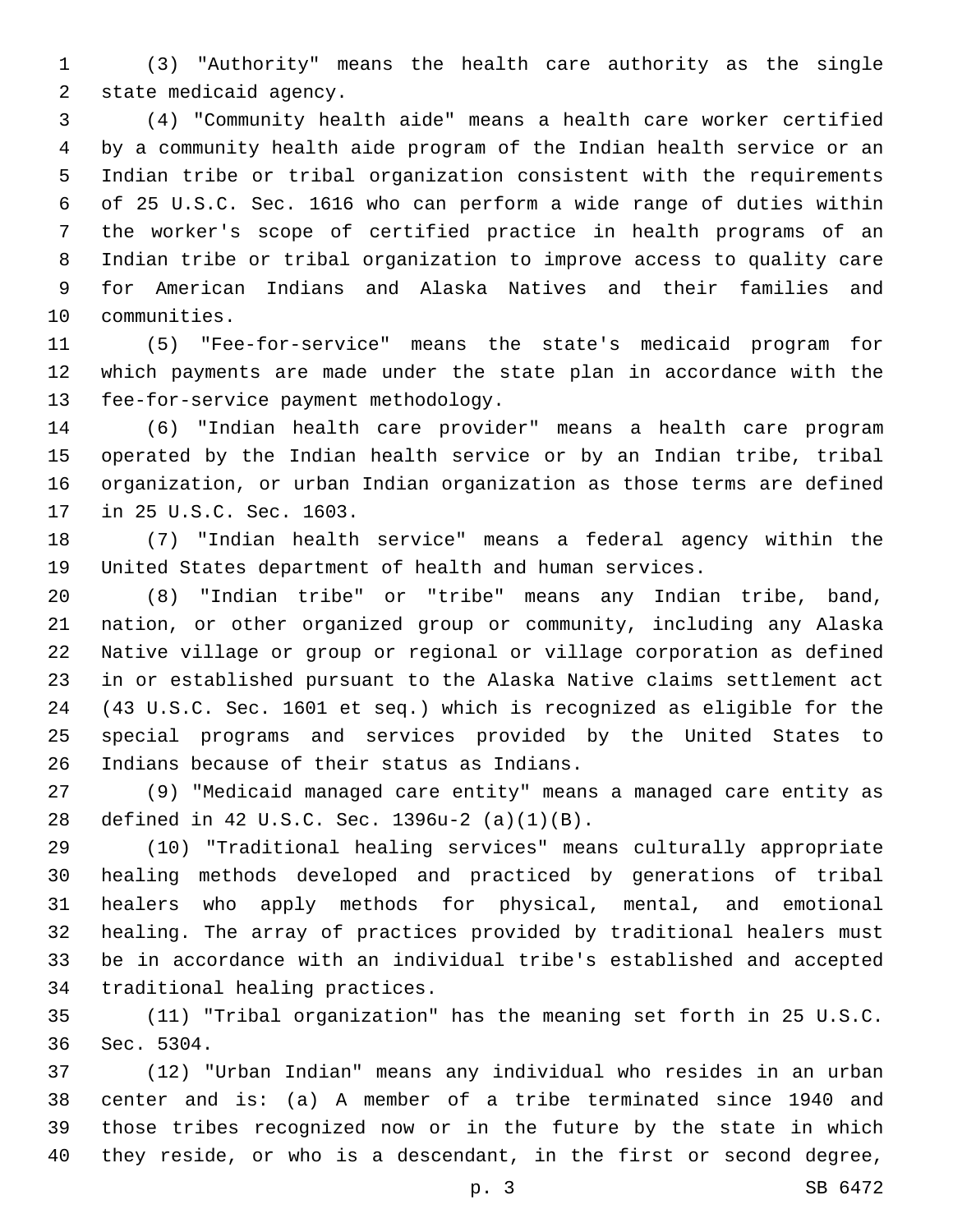(3) "Authority" means the health care authority as the single state medicaid agency.

(4) "Community health aide" means a health care worker certified by a community health aide program of the Indian health service or an Indian tribe or tribal organization consistent with the requirements of 25 U.S.C. Sec. 1616 who can perform a wide range of duties within the worker's scope of certified practice in health programs of an Indian tribe or tribal organization to improve access to quality care for American Indians and Alaska Natives and their families and communities.

(5) "Fee-for-service" means the state's medicaid program for which payments are made under the state plan in accordance with the fee-for-service payment methodology.

(6) "Indian health care provider" means a health care program operated by the Indian health service or by an Indian tribe, tribal organization, or urban Indian organization as those terms are defined in 25 U.S.C. Sec. 1603.

(7) "Indian health service" means a federal agency within the United States department of health and human services.

(8) "Indian tribe" or "tribe" means any Indian tribe, band, nation, or other organized group or community, including any Alaska Native village or group or regional or village corporation as defined in or established pursuant to the Alaska Native claims settlement act (43 U.S.C. Sec. 1601 et seq.) which is recognized as eligible for the special programs and services provided by the United States to Indians because of their status as Indians.

(9) "Medicaid managed care entity" means a managed care entity as defined in 42 U.S.C. Sec. 1396u-2 (a)(1)(B).

(10) "Traditional healing services" means culturally appropriate healing methods developed and practiced by generations of tribal healers who apply methods for physical, mental, and emotional healing. The array of practices provided by traditional healers must be in accordance with an individual tribe's established and accepted traditional healing practices.

(11) "Tribal organization" has the meaning set forth in 25 U.S.C. Sec. 5304.

(12) "Urban Indian" means any individual who resides in an urban center and is: (a) A member of a tribe terminated since 1940 and those tribes recognized now or in the future by the state in which they reside, or who is a descendant, in the first or second degree,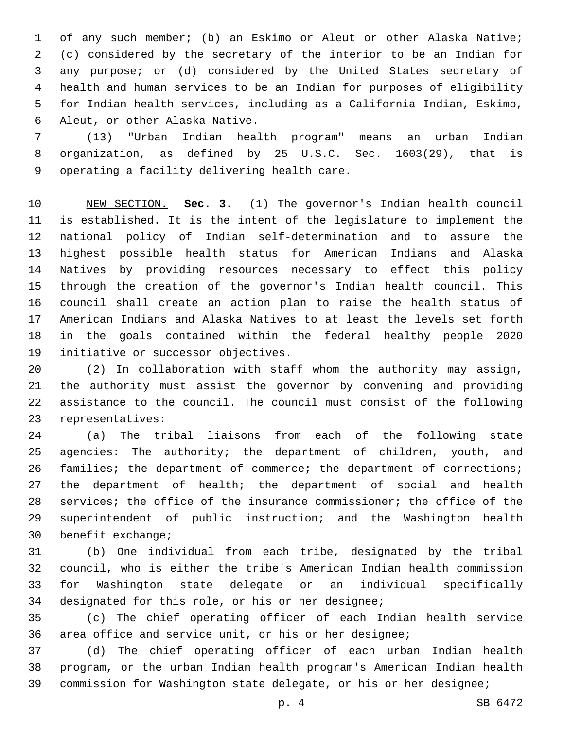of any such member; (b) an Eskimo or Aleut or other Alaska Native; (c) considered by the secretary of the interior to be an Indian for any purpose; or (d) considered by the United States secretary of health and human services to be an Indian for purposes of eligibility for Indian health services, including as a California Indian, Eskimo, Aleut, or other Alaska Native.

(13) "Urban Indian health program" means an urban Indian organization, as defined by 25 U.S.C. Sec. 1603(29), that is operating a facility delivering health care.

NEW SECTION. **Sec. 3.** (1) The governor's Indian health council is established. It is the intent of the legislature to implement the national policy of Indian self-determination and to assure the highest possible health status for American Indians and Alaska Natives by providing resources necessary to effect this policy through the creation of the governor's Indian health council. This council shall create an action plan to raise the health status of American Indians and Alaska Natives to at least the levels set forth in the goals contained within the federal healthy people 2020 initiative or successor objectives.

(2) In collaboration with staff whom the authority may assign, the authority must assist the governor by convening and providing assistance to the council. The council must consist of the following representatives:

(a) The tribal liaisons from each of the following state agencies: The authority; the department of children, youth, and families; the department of commerce; the department of corrections; the department of health; the department of social and health services; the office of the insurance commissioner; the office of the superintendent of public instruction; and the Washington health benefit exchange;

(b) One individual from each tribe, designated by the tribal council, who is either the tribe's American Indian health commission for Washington state delegate or an individual specifically designated for this role, or his or her designee;

(c) The chief operating officer of each Indian health service area office and service unit, or his or her designee;

(d) The chief operating officer of each urban Indian health program, or the urban Indian health program's American Indian health commission for Washington state delegate, or his or her designee;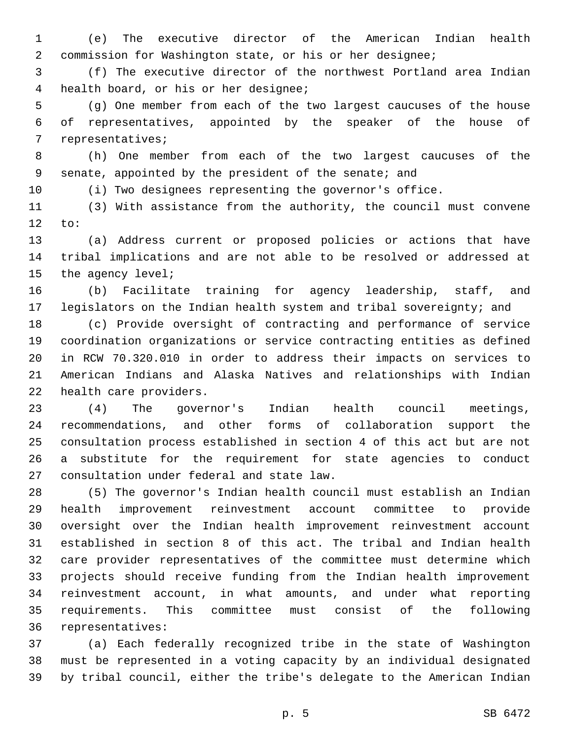(e) The executive director of the American Indian health commission for Washington state, or his or her designee;

(f) The executive director of the northwest Portland area Indian health board, or his or her designee;

(g) One member from each of the two largest caucuses of the house of representatives, appointed by the speaker of the house of representatives;

(h) One member from each of the two largest caucuses of the senate, appointed by the president of the senate; and

(i) Two designees representing the governor's office.

(3) With assistance from the authority, the council must convene to:

(a) Address current or proposed policies or actions that have tribal implications and are not able to be resolved or addressed at the agency level;

(b) Facilitate training for agency leadership, staff, and legislators on the Indian health system and tribal sovereignty; and

(c) Provide oversight of contracting and performance of service coordination organizations or service contracting entities as defined in RCW 70.320.010 in order to address their impacts on services to American Indians and Alaska Natives and relationships with Indian health care providers.

(4) The governor's Indian health council meetings, recommendations, and other forms of collaboration support the consultation process established in section 4 of this act but are not a substitute for the requirement for state agencies to conduct consultation under federal and state law.

(5) The governor's Indian health council must establish an Indian health improvement reinvestment account committee to provide oversight over the Indian health improvement reinvestment account established in section 8 of this act. The tribal and Indian health care provider representatives of the committee must determine which projects should receive funding from the Indian health improvement reinvestment account, in what amounts, and under what reporting requirements. This committee must consist of the following representatives:

(a) Each federally recognized tribe in the state of Washington must be represented in a voting capacity by an individual designated by tribal council, either the tribe's delegate to the American Indian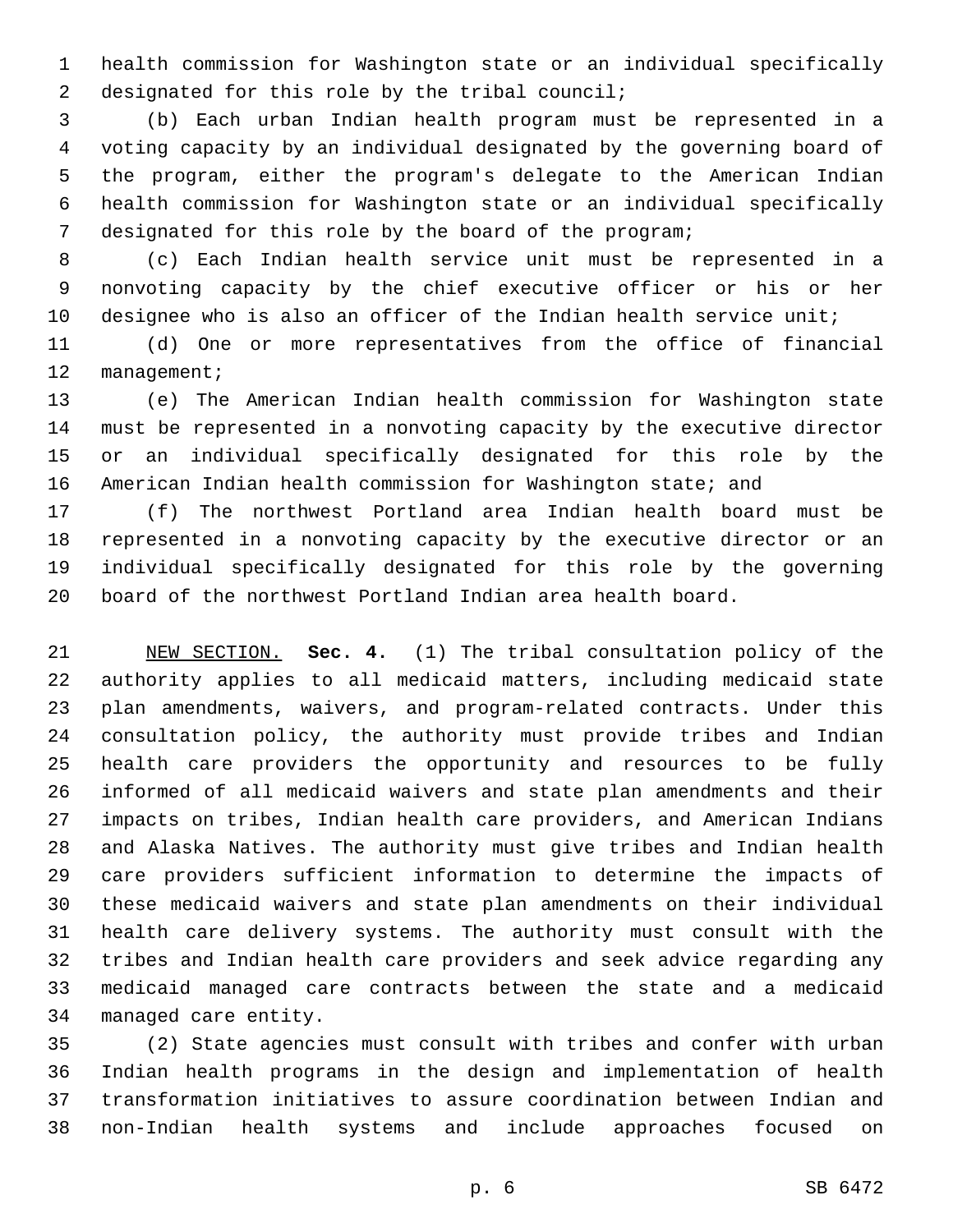health commission for Washington state or an individual specifically designated for this role by the tribal council;

(b) Each urban Indian health program must be represented in a voting capacity by an individual designated by the governing board of the program, either the program's delegate to the American Indian health commission for Washington state or an individual specifically designated for this role by the board of the program;

(c) Each Indian health service unit must be represented in a nonvoting capacity by the chief executive officer or his or her designee who is also an officer of the Indian health service unit;

(d) One or more representatives from the office of financial management;

(e) The American Indian health commission for Washington state must be represented in a nonvoting capacity by the executive director or an individual specifically designated for this role by the American Indian health commission for Washington state; and

(f) The northwest Portland area Indian health board must be represented in a nonvoting capacity by the executive director or an individual specifically designated for this role by the governing board of the northwest Portland Indian area health board.

NEW SECTION. **Sec. 4.** (1) The tribal consultation policy of the authority applies to all medicaid matters, including medicaid state plan amendments, waivers, and program-related contracts. Under this consultation policy, the authority must provide tribes and Indian health care providers the opportunity and resources to be fully informed of all medicaid waivers and state plan amendments and their impacts on tribes, Indian health care providers, and American Indians and Alaska Natives. The authority must give tribes and Indian health care providers sufficient information to determine the impacts of these medicaid waivers and state plan amendments on their individual health care delivery systems. The authority must consult with the tribes and Indian health care providers and seek advice regarding any medicaid managed care contracts between the state and a medicaid managed care entity.

(2) State agencies must consult with tribes and confer with urban Indian health programs in the design and implementation of health transformation initiatives to assure coordination between Indian and non-Indian health systems and include approaches focused on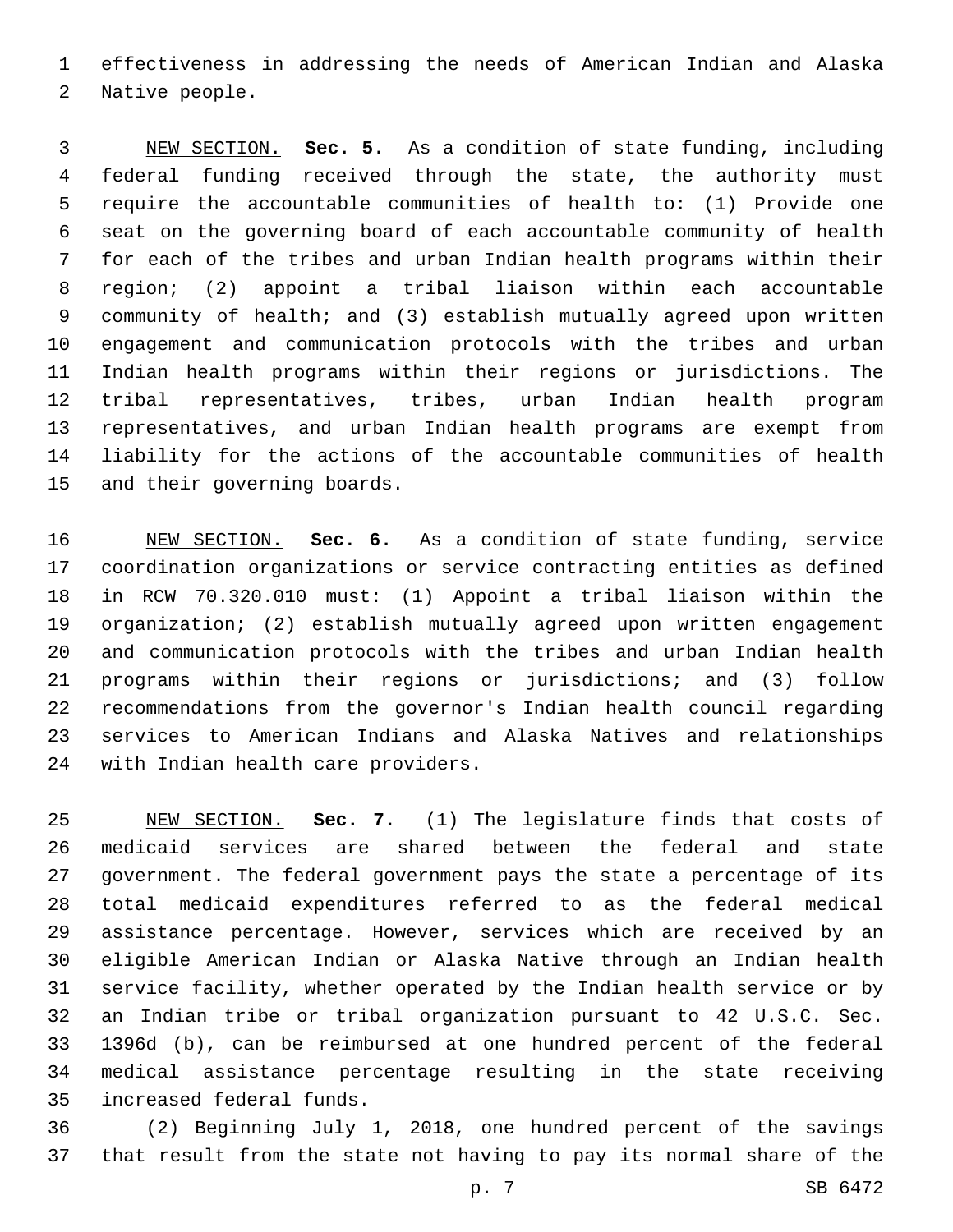effectiveness in addressing the needs of American Indian and Alaska Native people.

NEW SECTION. **Sec. 5.** As a condition of state funding, including federal funding received through the state, the authority must require the accountable communities of health to: (1) Provide one seat on the governing board of each accountable community of health for each of the tribes and urban Indian health programs within their region; (2) appoint a tribal liaison within each accountable community of health; and (3) establish mutually agreed upon written engagement and communication protocols with the tribes and urban Indian health programs within their regions or jurisdictions. The tribal representatives, tribes, urban Indian health program representatives, and urban Indian health programs are exempt from liability for the actions of the accountable communities of health and their governing boards.

NEW SECTION. **Sec. 6.** As a condition of state funding, service coordination organizations or service contracting entities as defined in RCW 70.320.010 must: (1) Appoint a tribal liaison within the organization; (2) establish mutually agreed upon written engagement and communication protocols with the tribes and urban Indian health programs within their regions or jurisdictions; and (3) follow recommendations from the governor's Indian health council regarding services to American Indians and Alaska Natives and relationships with Indian health care providers.

NEW SECTION. **Sec. 7.** (1) The legislature finds that costs of medicaid services are shared between the federal and state government. The federal government pays the state a percentage of its total medicaid expenditures referred to as the federal medical assistance percentage. However, services which are received by an eligible American Indian or Alaska Native through an Indian health service facility, whether operated by the Indian health service or by an Indian tribe or tribal organization pursuant to 42 U.S.C. Sec. 1396d (b), can be reimbursed at one hundred percent of the federal medical assistance percentage resulting in the state receiving increased federal funds.

(2) Beginning July 1, 2018, one hundred percent of the savings that result from the state not having to pay its normal share of the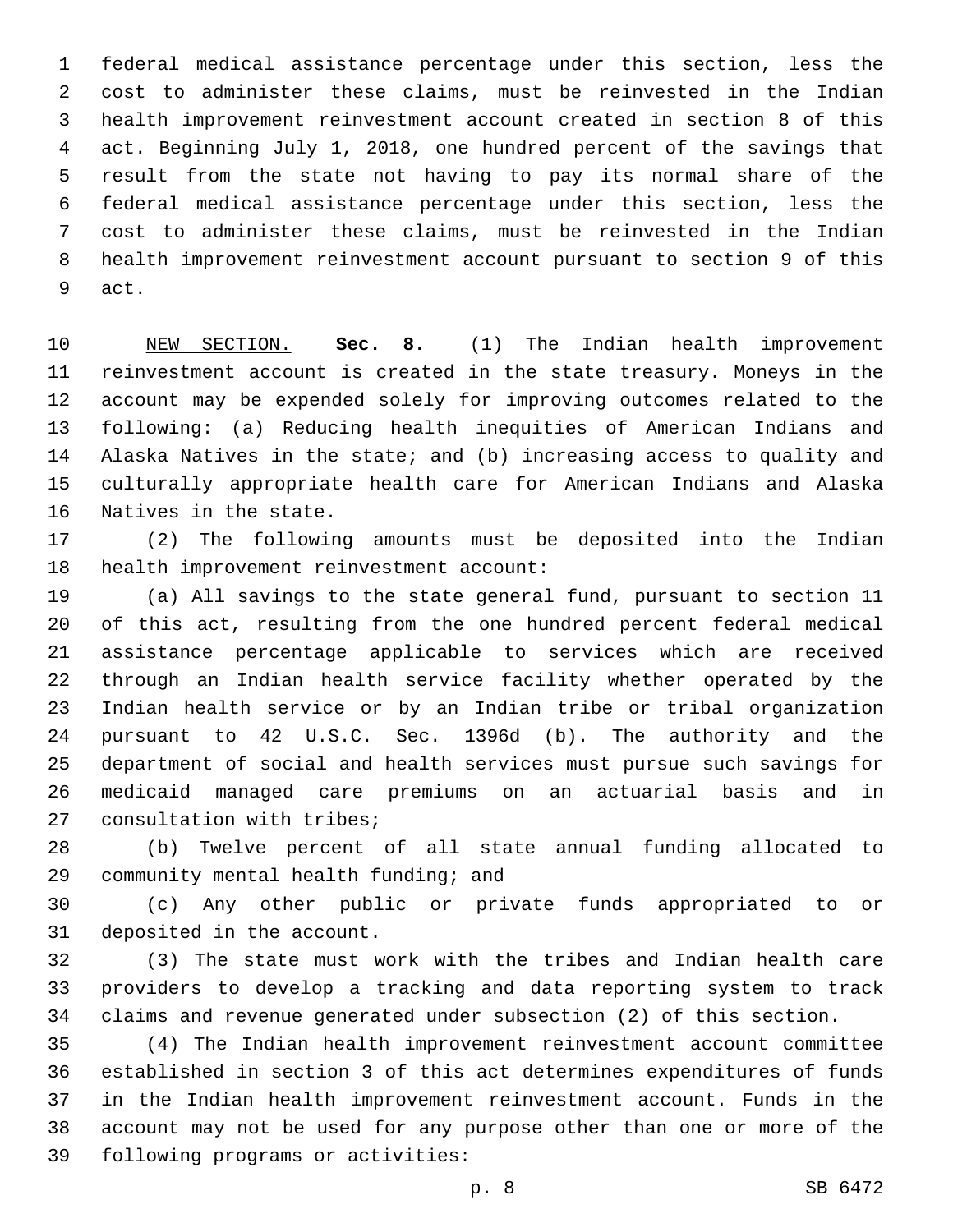federal medical assistance percentage under this section, less the cost to administer these claims, must be reinvested in the Indian health improvement reinvestment account created in section 8 of this act. Beginning July 1, 2018, one hundred percent of the savings that result from the state not having to pay its normal share of the federal medical assistance percentage under this section, less the cost to administer these claims, must be reinvested in the Indian health improvement reinvestment account pursuant to section 9 of this act.

NEW SECTION. **Sec. 8.** (1) The Indian health improvement reinvestment account is created in the state treasury. Moneys in the account may be expended solely for improving outcomes related to the following: (a) Reducing health inequities of American Indians and Alaska Natives in the state; and (b) increasing access to quality and culturally appropriate health care for American Indians and Alaska Natives in the state.

(2) The following amounts must be deposited into the Indian health improvement reinvestment account:

(a) All savings to the state general fund, pursuant to section 11 of this act, resulting from the one hundred percent federal medical assistance percentage applicable to services which are received through an Indian health service facility whether operated by the Indian health service or by an Indian tribe or tribal organization pursuant to 42 U.S.C. Sec. 1396d (b). The authority and the department of social and health services must pursue such savings for medicaid managed care premiums on an actuarial basis and in consultation with tribes;

(b) Twelve percent of all state annual funding allocated to community mental health funding; and

(c) Any other public or private funds appropriated to or deposited in the account.

(3) The state must work with the tribes and Indian health care providers to develop a tracking and data reporting system to track claims and revenue generated under subsection (2) of this section.

(4) The Indian health improvement reinvestment account committee established in section 3 of this act determines expenditures of funds in the Indian health improvement reinvestment account. Funds in the account may not be used for any purpose other than one or more of the following programs or activities: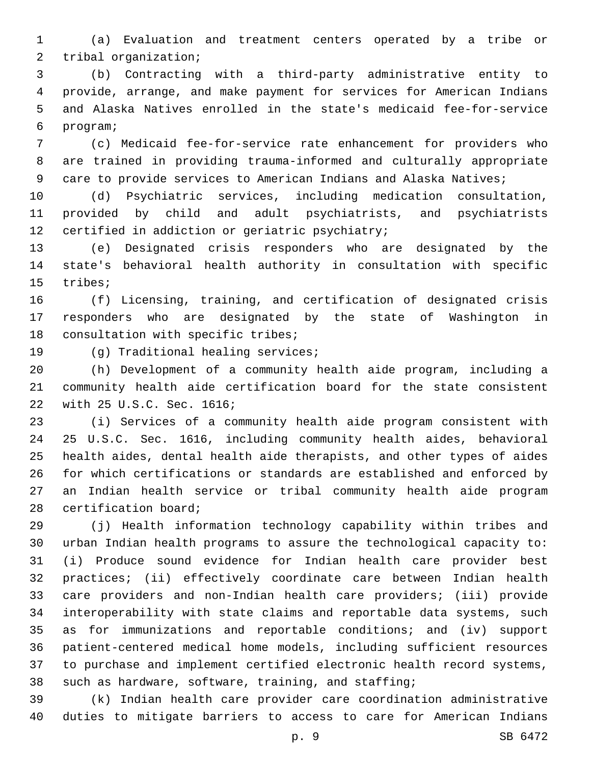(a) Evaluation and treatment centers operated by a tribe or tribal organization;

(b) Contracting with a third-party administrative entity to provide, arrange, and make payment for services for American Indians and Alaska Natives enrolled in the state's medicaid fee-for-service program;

(c) Medicaid fee-for-service rate enhancement for providers who are trained in providing trauma-informed and culturally appropriate care to provide services to American Indians and Alaska Natives;

(d) Psychiatric services, including medication consultation, provided by child and adult psychiatrists, and psychiatrists certified in addiction or geriatric psychiatry;

(e) Designated crisis responders who are designated by the state's behavioral health authority in consultation with specific tribes;

(f) Licensing, training, and certification of designated crisis responders who are designated by the state of Washington in consultation with specific tribes;

(g) Traditional healing services;

(h) Development of a community health aide program, including a community health aide certification board for the state consistent with 25 U.S.C. Sec. 1616;

(i) Services of a community health aide program consistent with 25 U.S.C. Sec. 1616, including community health aides, behavioral health aides, dental health aide therapists, and other types of aides for which certifications or standards are established and enforced by an Indian health service or tribal community health aide program certification board;

(j) Health information technology capability within tribes and urban Indian health programs to assure the technological capacity to: (i) Produce sound evidence for Indian health care provider best practices; (ii) effectively coordinate care between Indian health care providers and non-Indian health care providers; (iii) provide interoperability with state claims and reportable data systems, such as for immunizations and reportable conditions; and (iv) support patient-centered medical home models, including sufficient resources to purchase and implement certified electronic health record systems, such as hardware, software, training, and staffing;

(k) Indian health care provider care coordination administrative duties to mitigate barriers to access to care for American Indians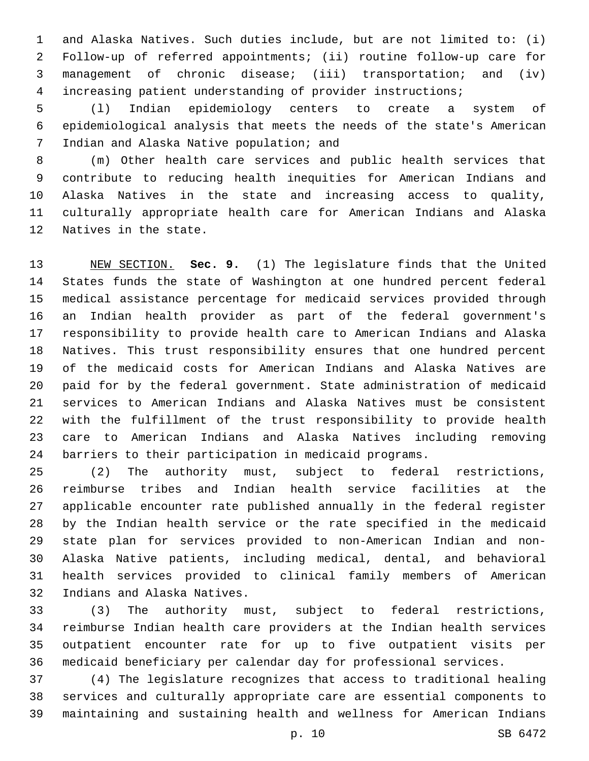and Alaska Natives. Such duties include, but are not limited to: (i) Follow-up of referred appointments; (ii) routine follow-up care for management of chronic disease; (iii) transportation; and (iv) increasing patient understanding of provider instructions;

(l) Indian epidemiology centers to create a system of epidemiological analysis that meets the needs of the state's American Indian and Alaska Native population; and

(m) Other health care services and public health services that contribute to reducing health inequities for American Indians and Alaska Natives in the state and increasing access to quality, culturally appropriate health care for American Indians and Alaska Natives in the state.

NEW SECTION. **Sec. 9.** (1) The legislature finds that the United States funds the state of Washington at one hundred percent federal medical assistance percentage for medicaid services provided through an Indian health provider as part of the federal government's responsibility to provide health care to American Indians and Alaska Natives. This trust responsibility ensures that one hundred percent of the medicaid costs for American Indians and Alaska Natives are paid for by the federal government. State administration of medicaid services to American Indians and Alaska Natives must be consistent with the fulfillment of the trust responsibility to provide health care to American Indians and Alaska Natives including removing barriers to their participation in medicaid programs.

(2) The authority must, subject to federal restrictions, reimburse tribes and Indian health service facilities at the applicable encounter rate published annually in the federal register by the Indian health service or the rate specified in the medicaid state plan for services provided to non-American Indian and non-Alaska Native patients, including medical, dental, and behavioral health services provided to clinical family members of American Indians and Alaska Natives.

(3) The authority must, subject to federal restrictions, reimburse Indian health care providers at the Indian health services outpatient encounter rate for up to five outpatient visits per medicaid beneficiary per calendar day for professional services.

(4) The legislature recognizes that access to traditional healing services and culturally appropriate care are essential components to maintaining and sustaining health and wellness for American Indians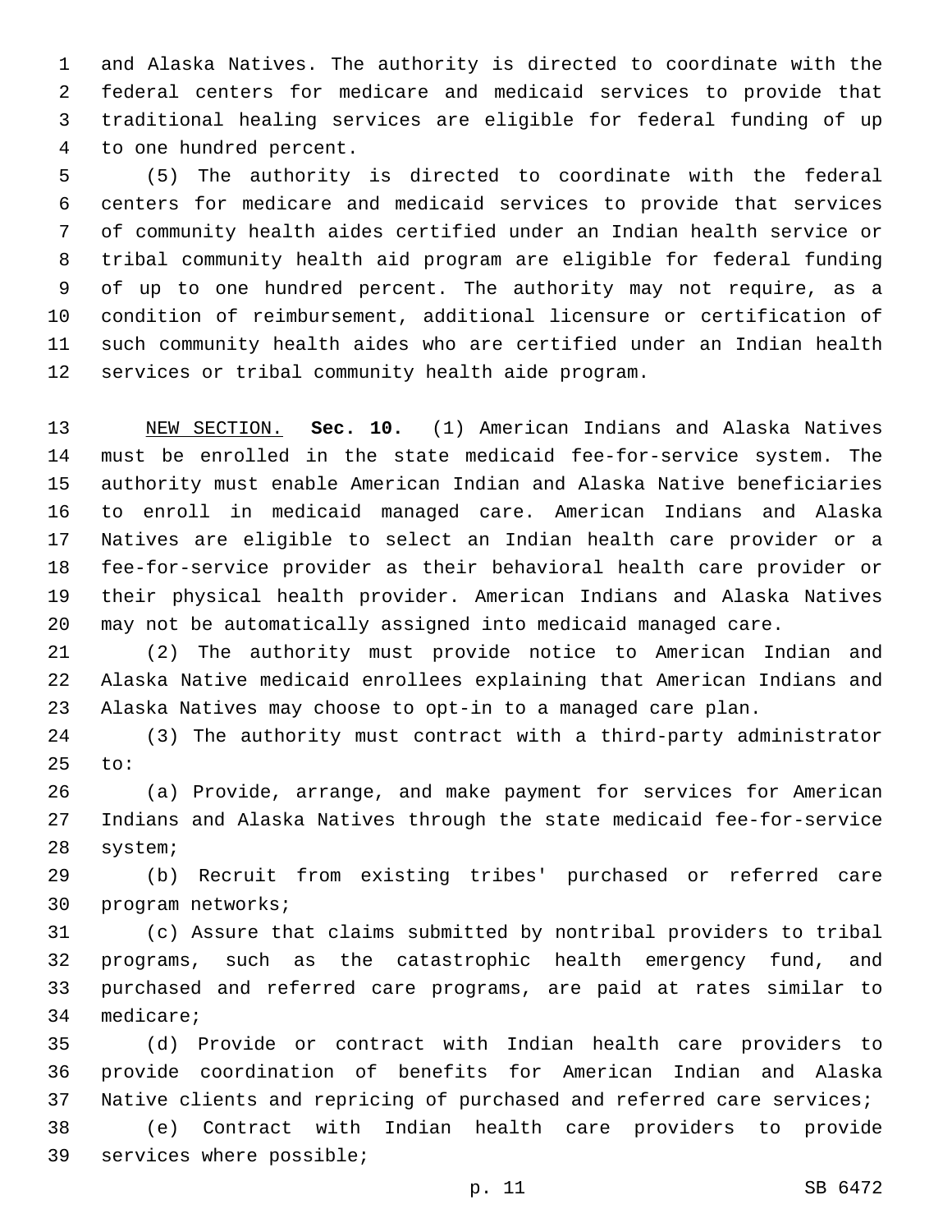and Alaska Natives. The authority is directed to coordinate with the federal centers for medicare and medicaid services to provide that traditional healing services are eligible for federal funding of up to one hundred percent.

(5) The authority is directed to coordinate with the federal centers for medicare and medicaid services to provide that services of community health aides certified under an Indian health service or tribal community health aid program are eligible for federal funding of up to one hundred percent. The authority may not require, as a condition of reimbursement, additional licensure or certification of such community health aides who are certified under an Indian health services or tribal community health aide program.

NEW SECTION. **Sec. 10.** (1) American Indians and Alaska Natives must be enrolled in the state medicaid fee-for-service system. The authority must enable American Indian and Alaska Native beneficiaries to enroll in medicaid managed care. American Indians and Alaska Natives are eligible to select an Indian health care provider or a fee-for-service provider as their behavioral health care provider or their physical health provider. American Indians and Alaska Natives may not be automatically assigned into medicaid managed care.

(2) The authority must provide notice to American Indian and Alaska Native medicaid enrollees explaining that American Indians and Alaska Natives may choose to opt-in to a managed care plan.

(3) The authority must contract with a third-party administrator to:

(a) Provide, arrange, and make payment for services for American Indians and Alaska Natives through the state medicaid fee-for-service system;

(b) Recruit from existing tribes' purchased or referred care program networks;

(c) Assure that claims submitted by nontribal providers to tribal programs, such as the catastrophic health emergency fund, and purchased and referred care programs, are paid at rates similar to medicare;

(d) Provide or contract with Indian health care providers to provide coordination of benefits for American Indian and Alaska Native clients and repricing of purchased and referred care services;

(e) Contract with Indian health care providers to provide services where possible;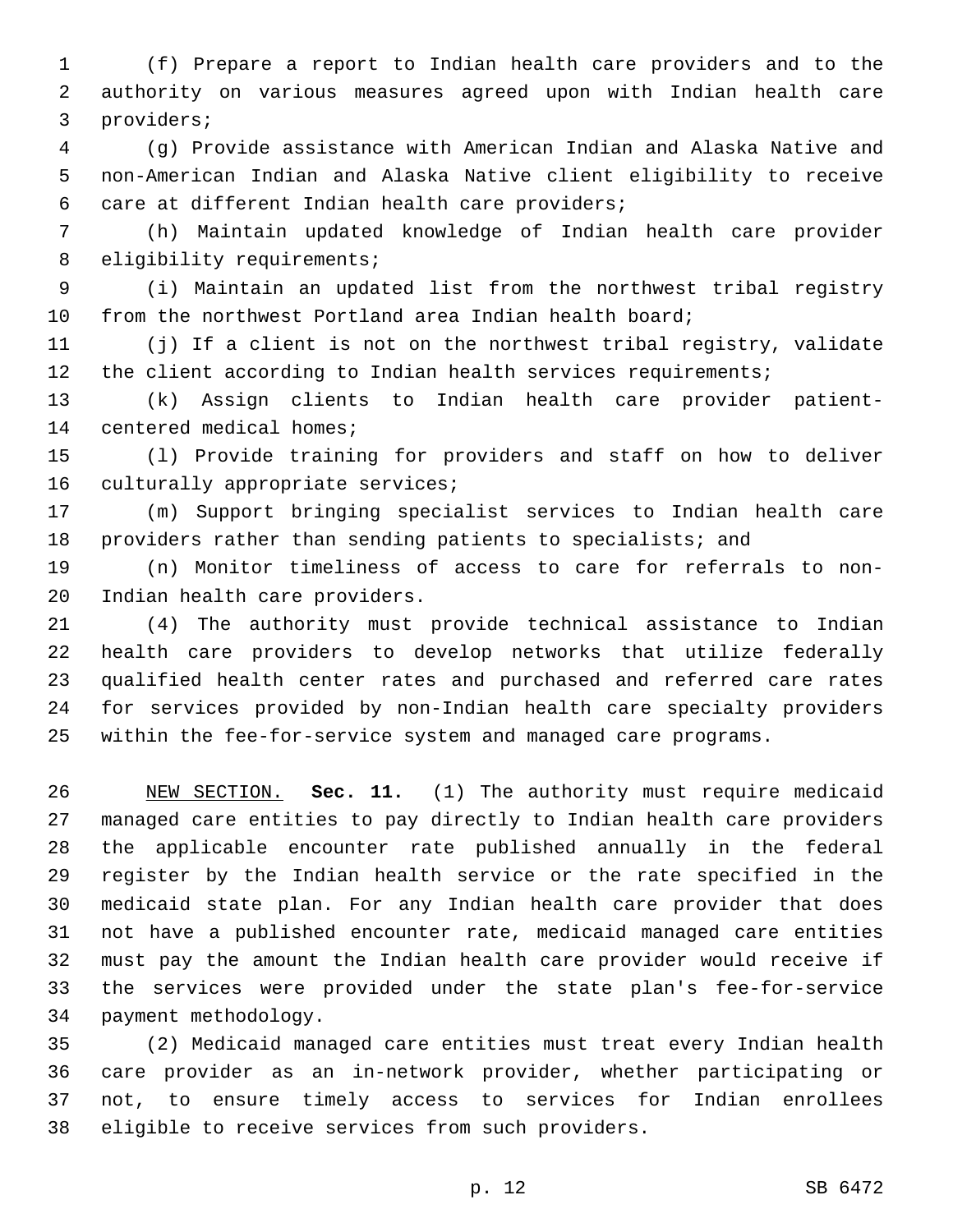(f) Prepare a report to Indian health care providers and to the authority on various measures agreed upon with Indian health care providers;

(g) Provide assistance with American Indian and Alaska Native and non-American Indian and Alaska Native client eligibility to receive care at different Indian health care providers;

(h) Maintain updated knowledge of Indian health care provider eligibility requirements;

(i) Maintain an updated list from the northwest tribal registry from the northwest Portland area Indian health board;

(j) If a client is not on the northwest tribal registry, validate the client according to Indian health services requirements;

(k) Assign clients to Indian health care provider patient-centered medical homes;

(l) Provide training for providers and staff on how to deliver culturally appropriate services;

(m) Support bringing specialist services to Indian health care providers rather than sending patients to specialists; and

(n) Monitor timeliness of access to care for referrals to non-Indian health care providers.

(4) The authority must provide technical assistance to Indian health care providers to develop networks that utilize federally qualified health center rates and purchased and referred care rates for services provided by non-Indian health care specialty providers within the fee-for-service system and managed care programs.

NEW SECTION. **Sec. 11.** (1) The authority must require medicaid managed care entities to pay directly to Indian health care providers the applicable encounter rate published annually in the federal register by the Indian health service or the rate specified in the medicaid state plan. For any Indian health care provider that does not have a published encounter rate, medicaid managed care entities must pay the amount the Indian health care provider would receive if the services were provided under the state plan's fee-for-service payment methodology.

(2) Medicaid managed care entities must treat every Indian health care provider as an in-network provider, whether participating or not, to ensure timely access to services for Indian enrollees eligible to receive services from such providers.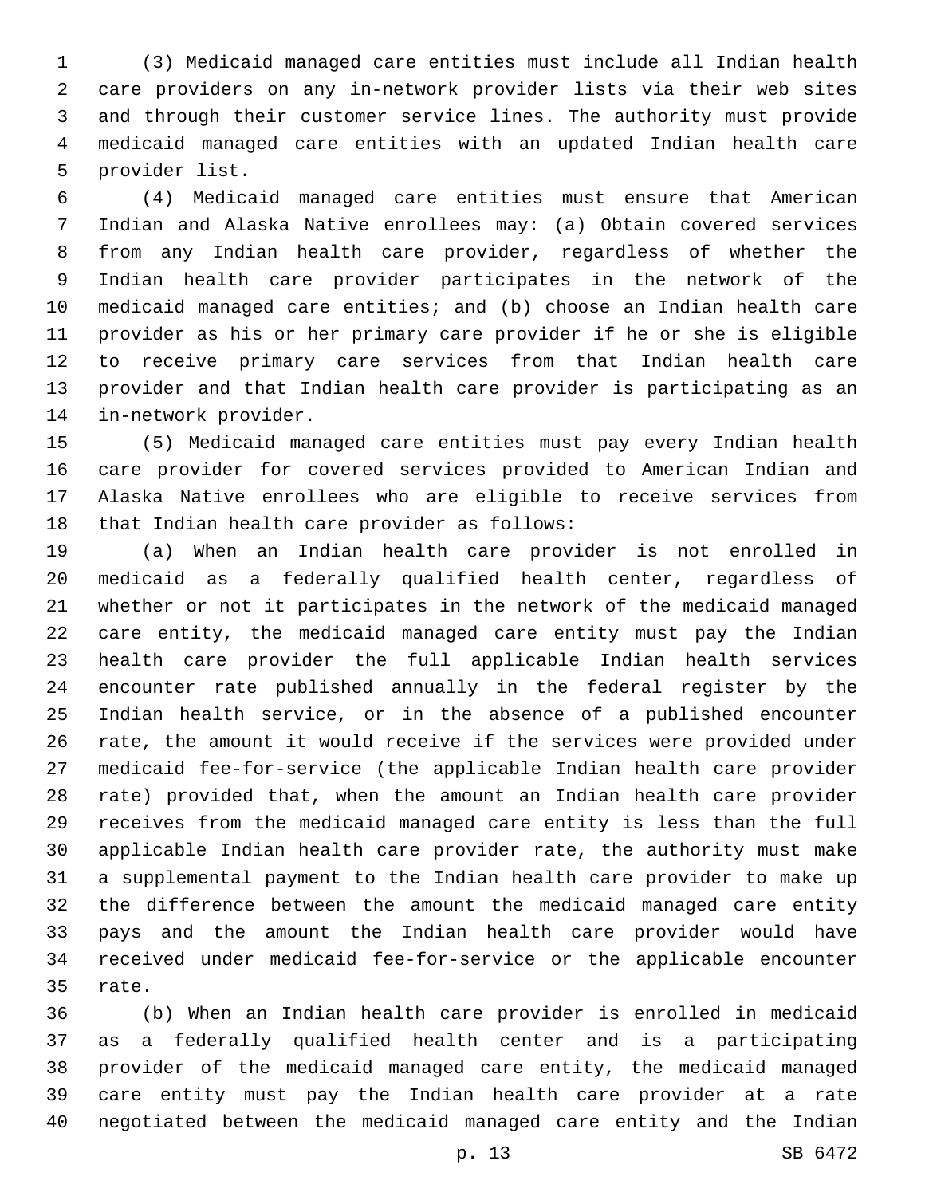(3) Medicaid managed care entities must include all Indian health care providers on any in-network provider lists via their web sites and through their customer service lines. The authority must provide medicaid managed care entities with an updated Indian health care provider list.

(4) Medicaid managed care entities must ensure that American Indian and Alaska Native enrollees may: (a) Obtain covered services from any Indian health care provider, regardless of whether the Indian health care provider participates in the network of the medicaid managed care entities; and (b) choose an Indian health care provider as his or her primary care provider if he or she is eligible to receive primary care services from that Indian health care provider and that Indian health care provider is participating as an in-network provider.

(5) Medicaid managed care entities must pay every Indian health care provider for covered services provided to American Indian and Alaska Native enrollees who are eligible to receive services from that Indian health care provider as follows:

(a) When an Indian health care provider is not enrolled in medicaid as a federally qualified health center, regardless of whether or not it participates in the network of the medicaid managed care entity, the medicaid managed care entity must pay the Indian health care provider the full applicable Indian health services encounter rate published annually in the federal register by the Indian health service, or in the absence of a published encounter rate, the amount it would receive if the services were provided under medicaid fee-for-service (the applicable Indian health care provider rate) provided that, when the amount an Indian health care provider receives from the medicaid managed care entity is less than the full applicable Indian health care provider rate, the authority must make a supplemental payment to the Indian health care provider to make up the difference between the amount the medicaid managed care entity pays and the amount the Indian health care provider would have received under medicaid fee-for-service or the applicable encounter rate.

(b) When an Indian health care provider is enrolled in medicaid as a federally qualified health center and is a participating provider of the medicaid managed care entity, the medicaid managed care entity must pay the Indian health care provider at a rate negotiated between the medicaid managed care entity and the Indian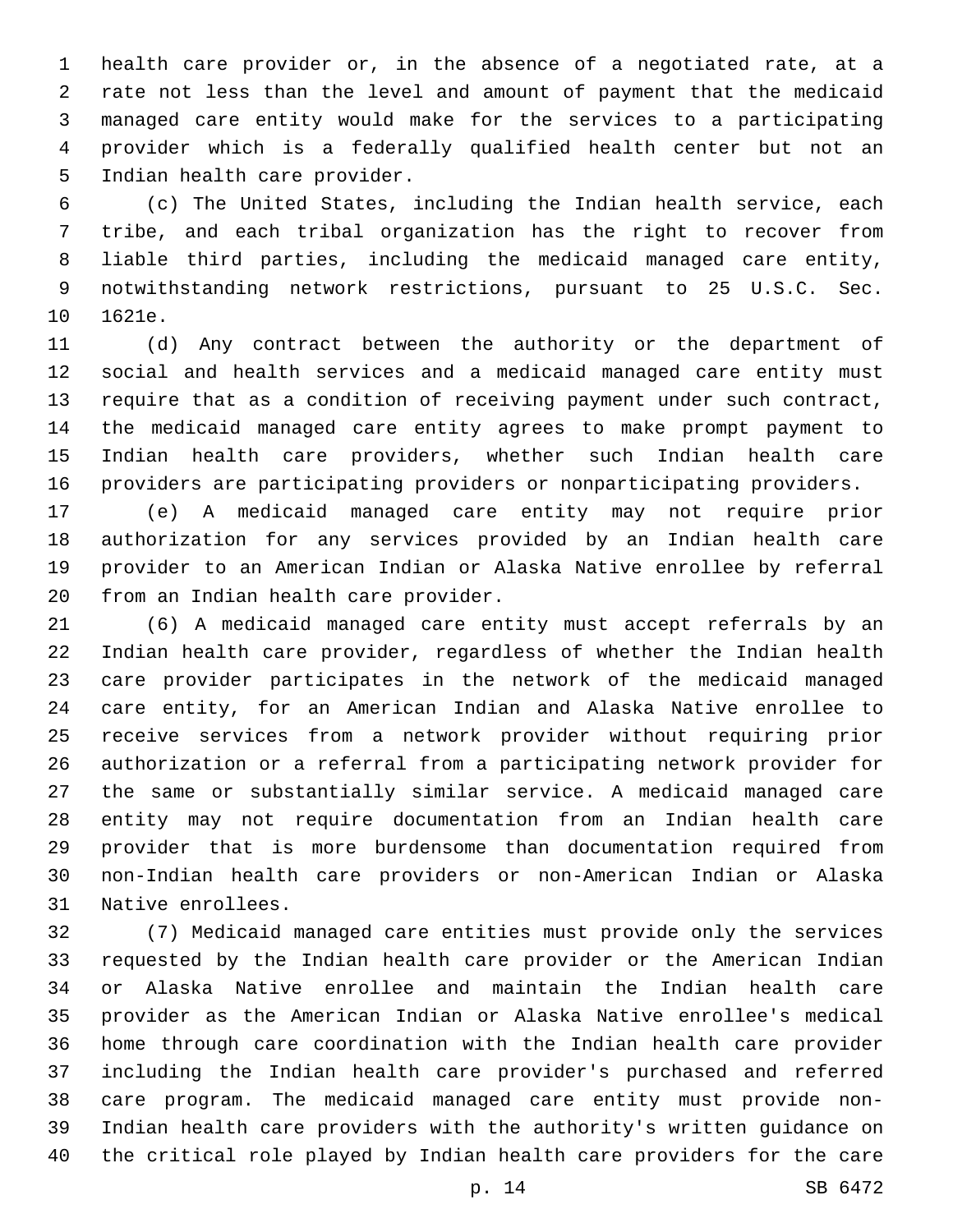health care provider or, in the absence of a negotiated rate, at a rate not less than the level and amount of payment that the medicaid managed care entity would make for the services to a participating provider which is a federally qualified health center but not an Indian health care provider.

(c) The United States, including the Indian health service, each tribe, and each tribal organization has the right to recover from liable third parties, including the medicaid managed care entity, notwithstanding network restrictions, pursuant to 25 U.S.C. Sec. 1621e.

(d) Any contract between the authority or the department of social and health services and a medicaid managed care entity must require that as a condition of receiving payment under such contract, the medicaid managed care entity agrees to make prompt payment to Indian health care providers, whether such Indian health care providers are participating providers or nonparticipating providers.

(e) A medicaid managed care entity may not require prior authorization for any services provided by an Indian health care provider to an American Indian or Alaska Native enrollee by referral from an Indian health care provider.

(6) A medicaid managed care entity must accept referrals by an Indian health care provider, regardless of whether the Indian health care provider participates in the network of the medicaid managed care entity, for an American Indian and Alaska Native enrollee to receive services from a network provider without requiring prior authorization or a referral from a participating network provider for the same or substantially similar service. A medicaid managed care entity may not require documentation from an Indian health care provider that is more burdensome than documentation required from non-Indian health care providers or non-American Indian or Alaska Native enrollees.

(7) Medicaid managed care entities must provide only the services requested by the Indian health care provider or the American Indian or Alaska Native enrollee and maintain the Indian health care provider as the American Indian or Alaska Native enrollee's medical home through care coordination with the Indian health care provider including the Indian health care provider's purchased and referred care program. The medicaid managed care entity must provide non-Indian health care providers with the authority's written guidance on the critical role played by Indian health care providers for the care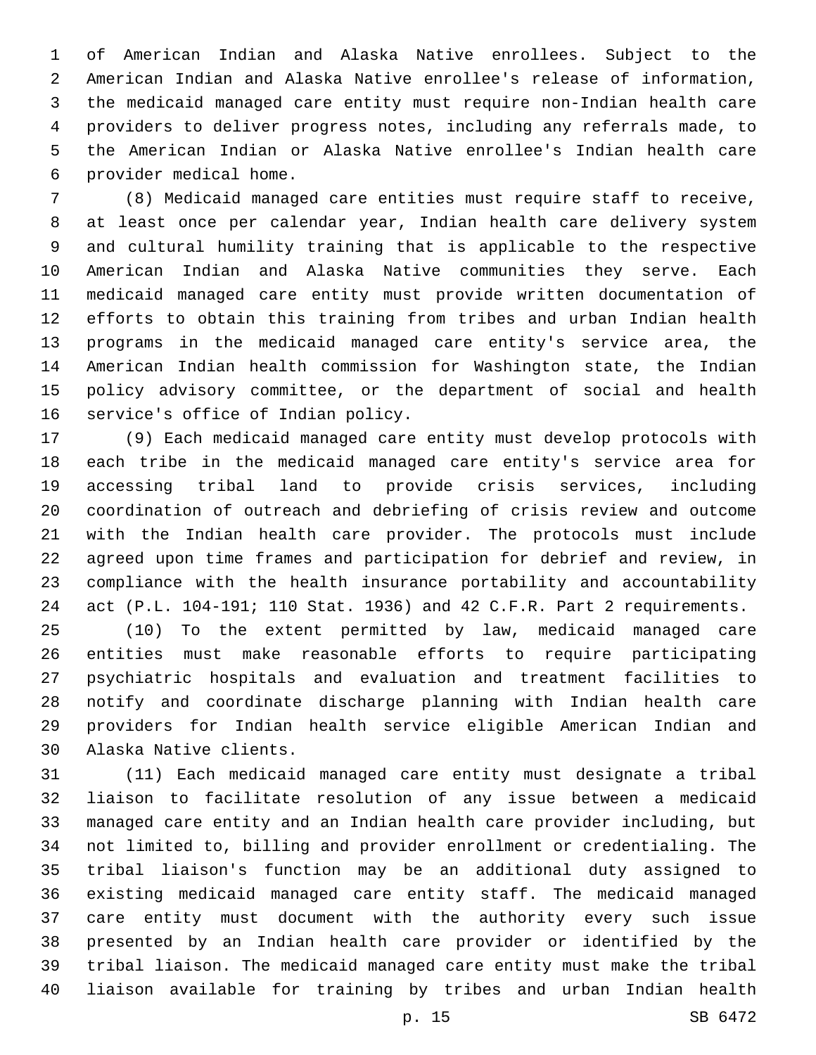of American Indian and Alaska Native enrollees. Subject to the American Indian and Alaska Native enrollee's release of information, the medicaid managed care entity must require non-Indian health care providers to deliver progress notes, including any referrals made, to the American Indian or Alaska Native enrollee's Indian health care provider medical home.

(8) Medicaid managed care entities must require staff to receive, at least once per calendar year, Indian health care delivery system and cultural humility training that is applicable to the respective American Indian and Alaska Native communities they serve. Each medicaid managed care entity must provide written documentation of efforts to obtain this training from tribes and urban Indian health programs in the medicaid managed care entity's service area, the American Indian health commission for Washington state, the Indian policy advisory committee, or the department of social and health service's office of Indian policy.

(9) Each medicaid managed care entity must develop protocols with each tribe in the medicaid managed care entity's service area for accessing tribal land to provide crisis services, including coordination of outreach and debriefing of crisis review and outcome with the Indian health care provider. The protocols must include agreed upon time frames and participation for debrief and review, in compliance with the health insurance portability and accountability act (P.L. 104-191; 110 Stat. 1936) and 42 C.F.R. Part 2 requirements.

(10) To the extent permitted by law, medicaid managed care entities must make reasonable efforts to require participating psychiatric hospitals and evaluation and treatment facilities to notify and coordinate discharge planning with Indian health care providers for Indian health service eligible American Indian and Alaska Native clients.

(11) Each medicaid managed care entity must designate a tribal liaison to facilitate resolution of any issue between a medicaid managed care entity and an Indian health care provider including, but not limited to, billing and provider enrollment or credentialing. The tribal liaison's function may be an additional duty assigned to existing medicaid managed care entity staff. The medicaid managed care entity must document with the authority every such issue presented by an Indian health care provider or identified by the tribal liaison. The medicaid managed care entity must make the tribal liaison available for training by tribes and urban Indian health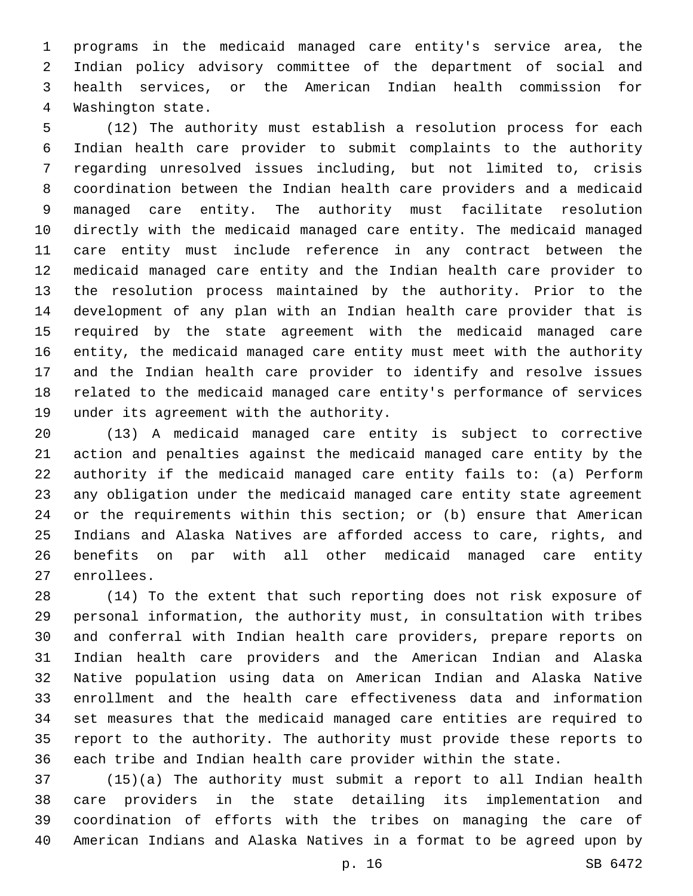programs in the medicaid managed care entity's service area, the Indian policy advisory committee of the department of social and health services, or the American Indian health commission for Washington state.

(12) The authority must establish a resolution process for each Indian health care provider to submit complaints to the authority regarding unresolved issues including, but not limited to, crisis coordination between the Indian health care providers and a medicaid managed care entity. The authority must facilitate resolution directly with the medicaid managed care entity. The medicaid managed care entity must include reference in any contract between the medicaid managed care entity and the Indian health care provider to the resolution process maintained by the authority. Prior to the development of any plan with an Indian health care provider that is required by the state agreement with the medicaid managed care entity, the medicaid managed care entity must meet with the authority and the Indian health care provider to identify and resolve issues related to the medicaid managed care entity's performance of services under its agreement with the authority.

(13) A medicaid managed care entity is subject to corrective action and penalties against the medicaid managed care entity by the authority if the medicaid managed care entity fails to: (a) Perform any obligation under the medicaid managed care entity state agreement or the requirements within this section; or (b) ensure that American Indians and Alaska Natives are afforded access to care, rights, and benefits on par with all other medicaid managed care entity enrollees.

(14) To the extent that such reporting does not risk exposure of personal information, the authority must, in consultation with tribes and conferral with Indian health care providers, prepare reports on Indian health care providers and the American Indian and Alaska Native population using data on American Indian and Alaska Native enrollment and the health care effectiveness data and information set measures that the medicaid managed care entities are required to report to the authority. The authority must provide these reports to each tribe and Indian health care provider within the state.

(15)(a) The authority must submit a report to all Indian health care providers in the state detailing its implementation and coordination of efforts with the tribes on managing the care of American Indians and Alaska Natives in a format to be agreed upon by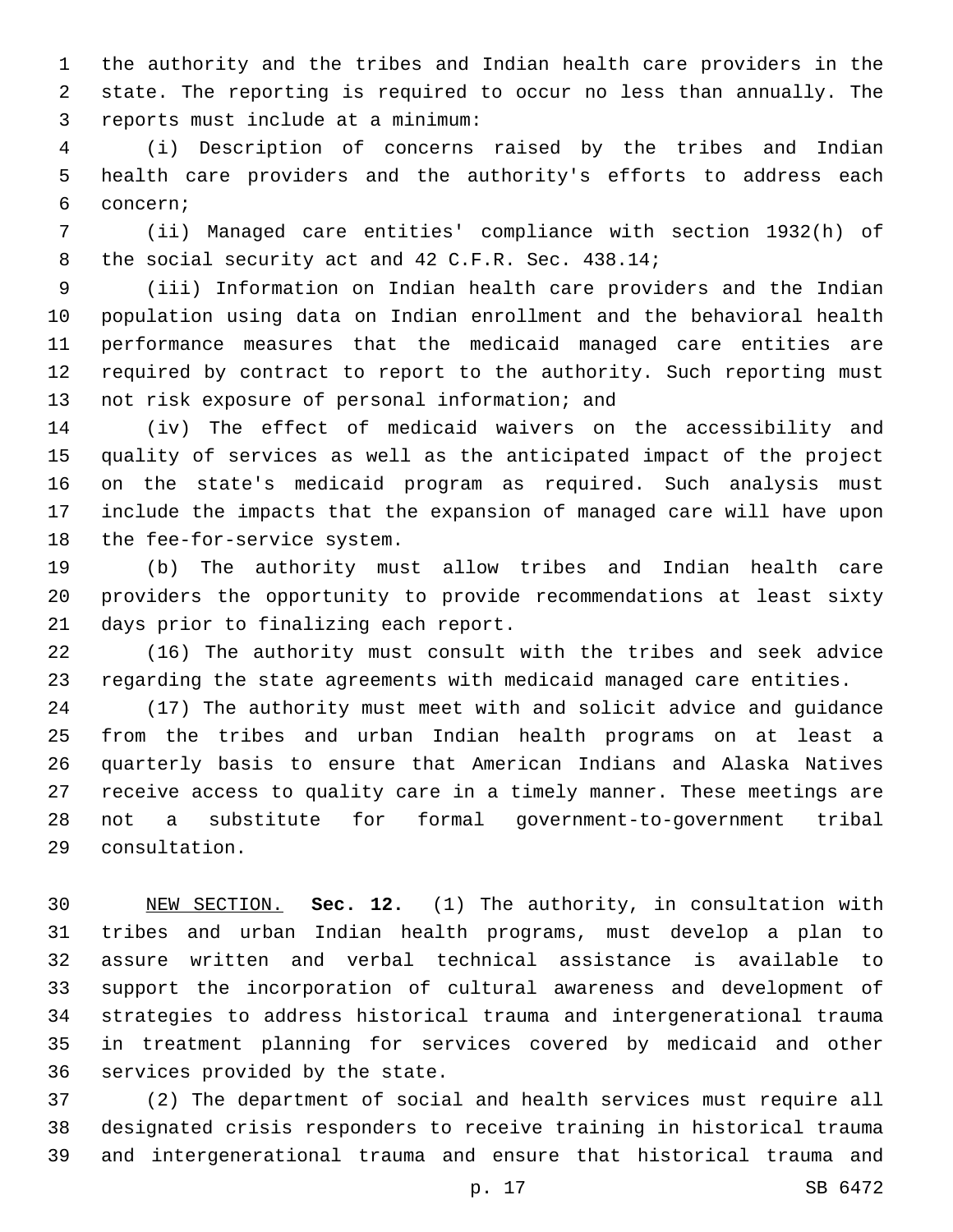the authority and the tribes and Indian health care providers in the state. The reporting is required to occur no less than annually. The reports must include at a minimum:

(i) Description of concerns raised by the tribes and Indian health care providers and the authority's efforts to address each concern;

(ii) Managed care entities' compliance with section 1932(h) of the social security act and 42 C.F.R. Sec. 438.14;

(iii) Information on Indian health care providers and the Indian population using data on Indian enrollment and the behavioral health performance measures that the medicaid managed care entities are required by contract to report to the authority. Such reporting must not risk exposure of personal information; and

(iv) The effect of medicaid waivers on the accessibility and quality of services as well as the anticipated impact of the project on the state's medicaid program as required. Such analysis must include the impacts that the expansion of managed care will have upon the fee-for-service system.

(b) The authority must allow tribes and Indian health care providers the opportunity to provide recommendations at least sixty days prior to finalizing each report.

(16) The authority must consult with the tribes and seek advice regarding the state agreements with medicaid managed care entities.

(17) The authority must meet with and solicit advice and guidance from the tribes and urban Indian health programs on at least a quarterly basis to ensure that American Indians and Alaska Natives receive access to quality care in a timely manner. These meetings are not a substitute for formal government-to-government tribal consultation.

NEW SECTION. **Sec. 12.** (1) The authority, in consultation with tribes and urban Indian health programs, must develop a plan to assure written and verbal technical assistance is available to support the incorporation of cultural awareness and development of strategies to address historical trauma and intergenerational trauma in treatment planning for services covered by medicaid and other services provided by the state.

(2) The department of social and health services must require all designated crisis responders to receive training in historical trauma and intergenerational trauma and ensure that historical trauma and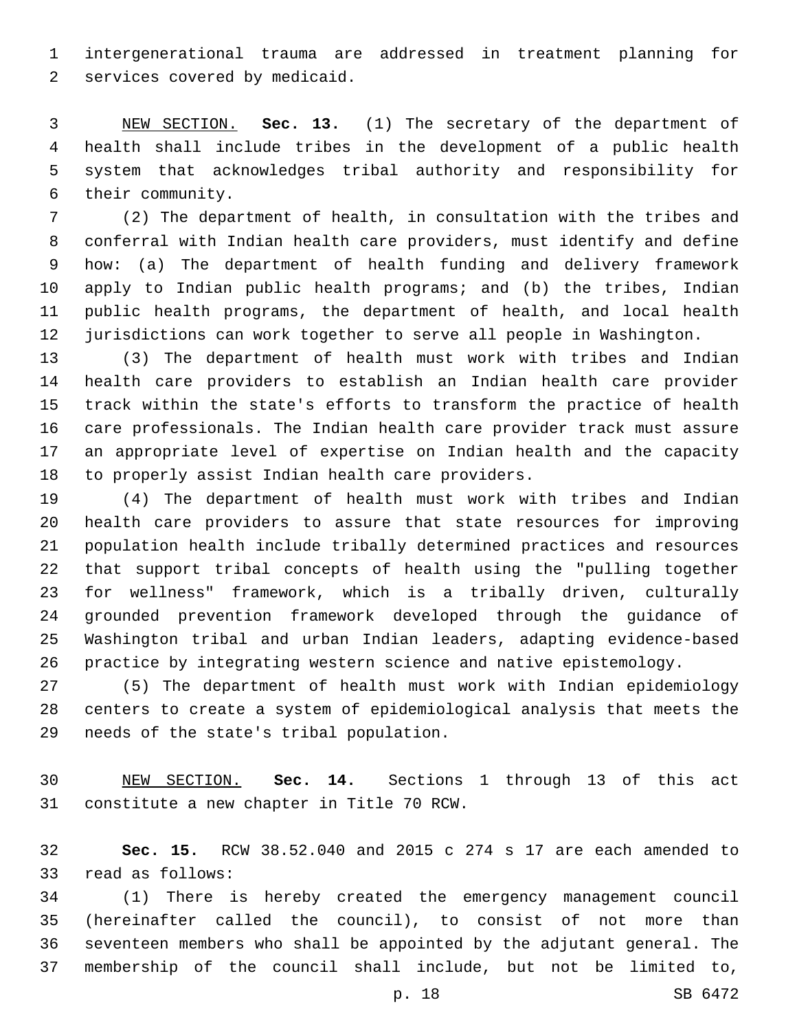intergenerational trauma are addressed in treatment planning for services covered by medicaid.

NEW SECTION. **Sec. 13.** (1) The secretary of the department of health shall include tribes in the development of a public health system that acknowledges tribal authority and responsibility for their community.

(2) The department of health, in consultation with the tribes and conferral with Indian health care providers, must identify and define how: (a) The department of health funding and delivery framework apply to Indian public health programs; and (b) the tribes, Indian public health programs, the department of health, and local health jurisdictions can work together to serve all people in Washington.

(3) The department of health must work with tribes and Indian health care providers to establish an Indian health care provider track within the state's efforts to transform the practice of health care professionals. The Indian health care provider track must assure an appropriate level of expertise on Indian health and the capacity to properly assist Indian health care providers.

(4) The department of health must work with tribes and Indian health care providers to assure that state resources for improving population health include tribally determined practices and resources that support tribal concepts of health using the "pulling together for wellness" framework, which is a tribally driven, culturally grounded prevention framework developed through the guidance of Washington tribal and urban Indian leaders, adapting evidence-based practice by integrating western science and native epistemology.

(5) The department of health must work with Indian epidemiology centers to create a system of epidemiological analysis that meets the needs of the state's tribal population.

NEW SECTION. **Sec. 14.** Sections 1 through 13 of this act constitute a new chapter in Title 70 RCW.

**Sec. 15.** RCW 38.52.040 and 2015 c 274 s 17 are each amended to read as follows:

(1) There is hereby created the emergency management council (hereinafter called the council), to consist of not more than seventeen members who shall be appointed by the adjutant general. The membership of the council shall include, but not be limited to,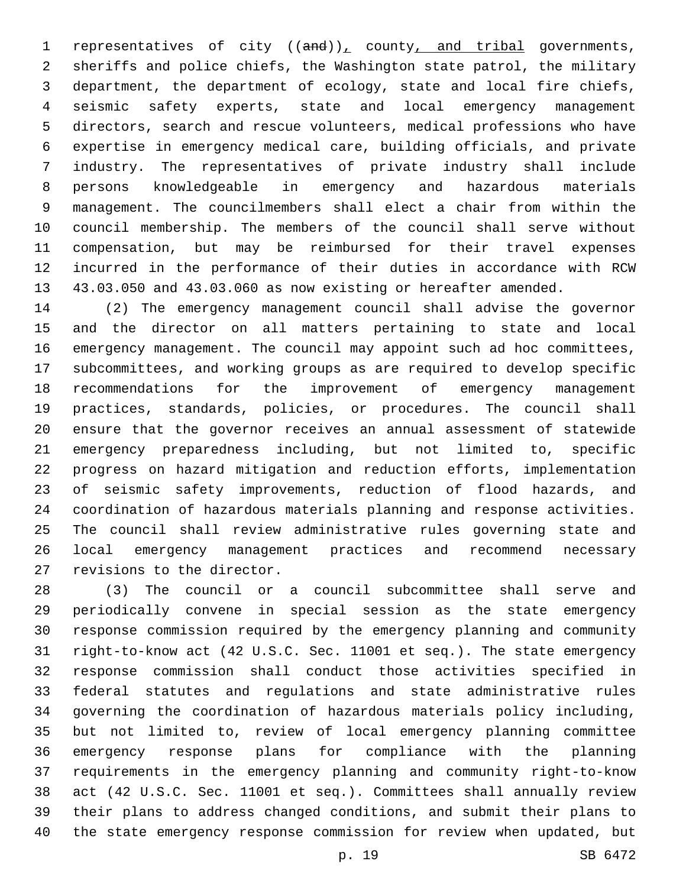representatives of city ((~~and~~))<u>,</u> county<u>, and tribal</u> governments, sheriffs and police chiefs, the Washington state patrol, the military department, the department of ecology, state and local fire chiefs, seismic safety experts, state and local emergency management directors, search and rescue volunteers, medical professions who have expertise in emergency medical care, building officials, and private industry. The representatives of private industry shall include persons knowledgeable in emergency and hazardous materials management. The councilmembers shall elect a chair from within the council membership. The members of the council shall serve without compensation, but may be reimbursed for their travel expenses incurred in the performance of their duties in accordance with RCW 43.03.050 and 43.03.060 as now existing or hereafter amended.

(2) The emergency management council shall advise the governor and the director on all matters pertaining to state and local emergency management. The council may appoint such ad hoc committees, subcommittees, and working groups as are required to develop specific recommendations for the improvement of emergency management practices, standards, policies, or procedures. The council shall ensure that the governor receives an annual assessment of statewide emergency preparedness including, but not limited to, specific progress on hazard mitigation and reduction efforts, implementation of seismic safety improvements, reduction of flood hazards, and coordination of hazardous materials planning and response activities. The council shall review administrative rules governing state and local emergency management practices and recommend necessary revisions to the director.

(3) The council or a council subcommittee shall serve and periodically convene in special session as the state emergency response commission required by the emergency planning and community right-to-know act (42 U.S.C. Sec. 11001 et seq.). The state emergency response commission shall conduct those activities specified in federal statutes and regulations and state administrative rules governing the coordination of hazardous materials policy including, but not limited to, review of local emergency planning committee emergency response plans for compliance with the planning requirements in the emergency planning and community right-to-know act (42 U.S.C. Sec. 11001 et seq.). Committees shall annually review their plans to address changed conditions, and submit their plans to the state emergency response commission for review when updated, but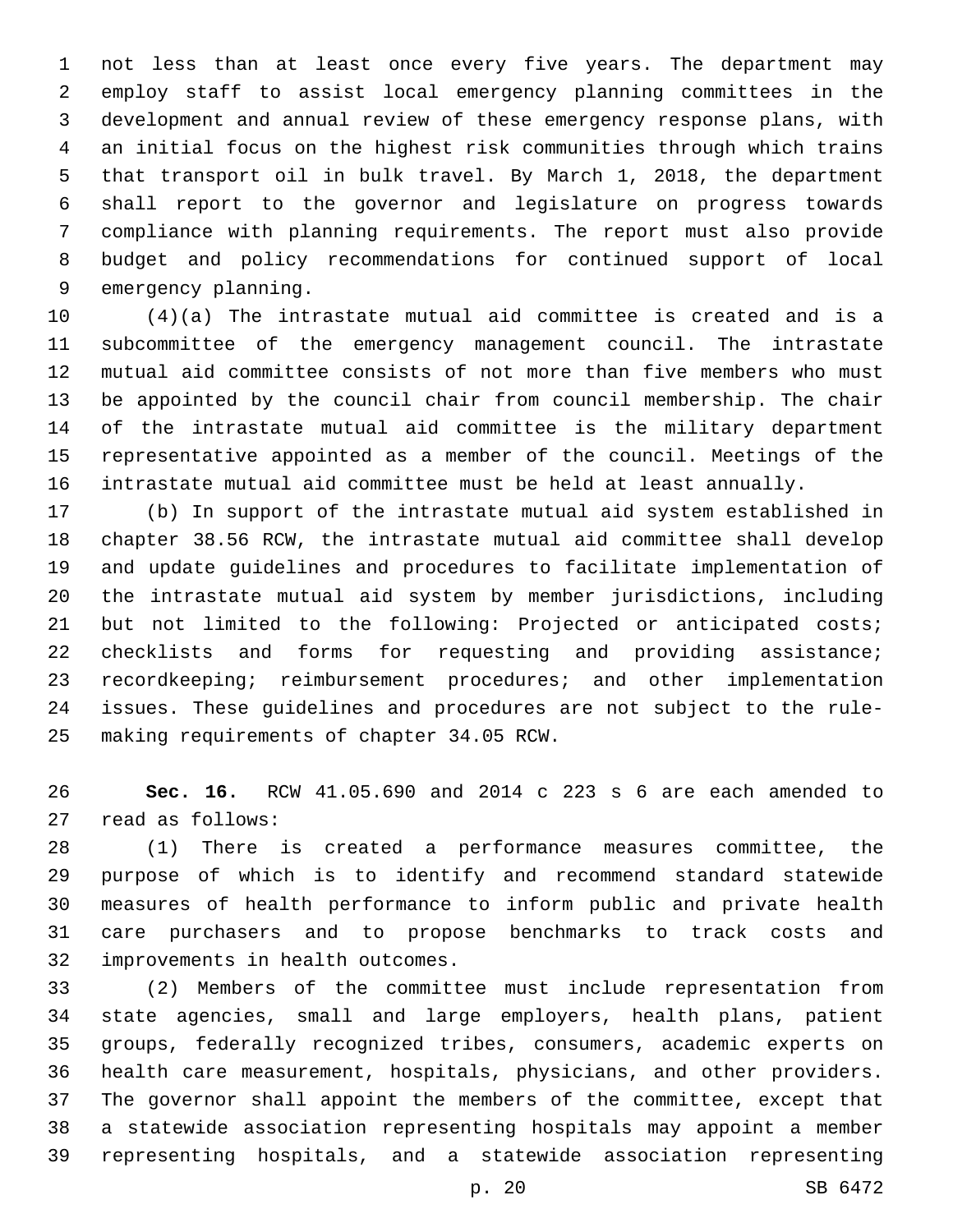not less than at least once every five years. The department may employ staff to assist local emergency planning committees in the development and annual review of these emergency response plans, with an initial focus on the highest risk communities through which trains that transport oil in bulk travel. By March 1, 2018, the department shall report to the governor and legislature on progress towards compliance with planning requirements. The report must also provide budget and policy recommendations for continued support of local emergency planning.

(4)(a) The intrastate mutual aid committee is created and is a subcommittee of the emergency management council. The intrastate mutual aid committee consists of not more than five members who must be appointed by the council chair from council membership. The chair of the intrastate mutual aid committee is the military department representative appointed as a member of the council. Meetings of the intrastate mutual aid committee must be held at least annually.

(b) In support of the intrastate mutual aid system established in chapter 38.56 RCW, the intrastate mutual aid committee shall develop and update guidelines and procedures to facilitate implementation of the intrastate mutual aid system by member jurisdictions, including but not limited to the following: Projected or anticipated costs; checklists and forms for requesting and providing assistance; recordkeeping; reimbursement procedures; and other implementation issues. These guidelines and procedures are not subject to the rule-making requirements of chapter 34.05 RCW.

**Sec. 16.** RCW 41.05.690 and 2014 c 223 s 6 are each amended to read as follows:

(1) There is created a performance measures committee, the purpose of which is to identify and recommend standard statewide measures of health performance to inform public and private health care purchasers and to propose benchmarks to track costs and improvements in health outcomes.

(2) Members of the committee must include representation from state agencies, small and large employers, health plans, patient groups, federally recognized tribes, consumers, academic experts on health care measurement, hospitals, physicians, and other providers. The governor shall appoint the members of the committee, except that a statewide association representing hospitals may appoint a member representing hospitals, and a statewide association representing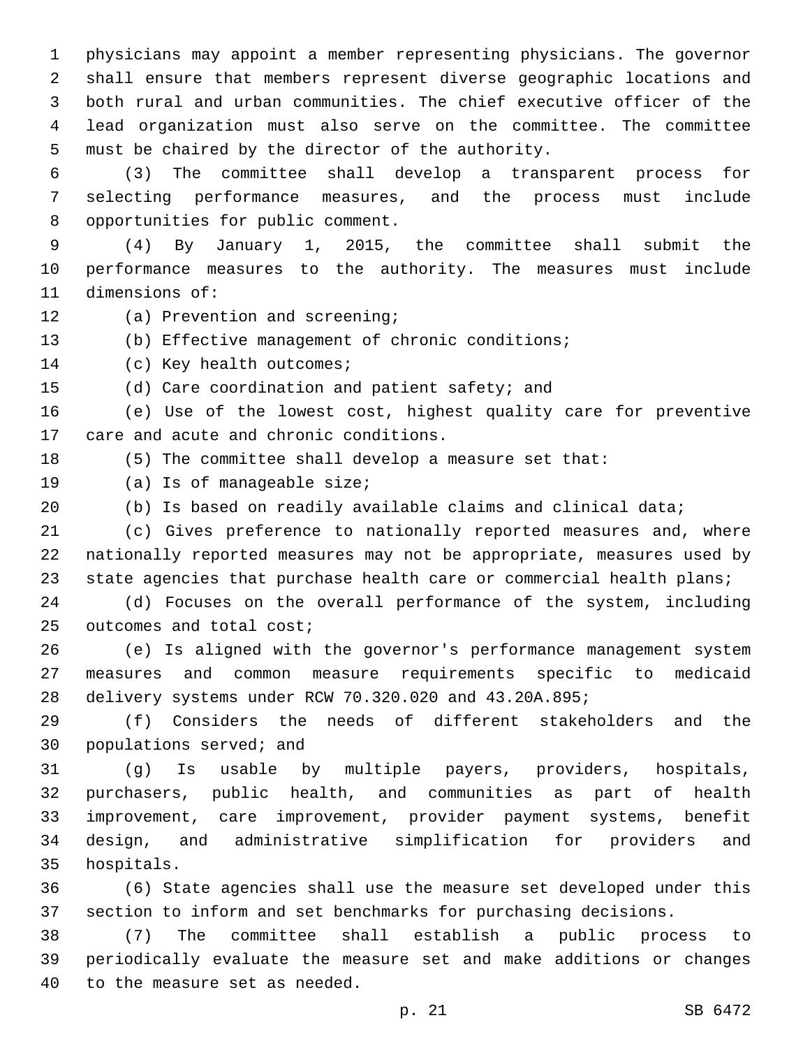physicians may appoint a member representing physicians. The governor shall ensure that members represent diverse geographic locations and both rural and urban communities. The chief executive officer of the lead organization must also serve on the committee. The committee must be chaired by the director of the authority.

(3) The committee shall develop a transparent process for selecting performance measures, and the process must include opportunities for public comment.

(4) By January 1, 2015, the committee shall submit the performance measures to the authority. The measures must include dimensions of:

(a) Prevention and screening;

(b) Effective management of chronic conditions;

(c) Key health outcomes;

(d) Care coordination and patient safety; and

(e) Use of the lowest cost, highest quality care for preventive care and acute and chronic conditions.

(5) The committee shall develop a measure set that:

(a) Is of manageable size;

(b) Is based on readily available claims and clinical data;

(c) Gives preference to nationally reported measures and, where nationally reported measures may not be appropriate, measures used by state agencies that purchase health care or commercial health plans;

(d) Focuses on the overall performance of the system, including outcomes and total cost;

(e) Is aligned with the governor's performance management system measures and common measure requirements specific to medicaid delivery systems under RCW 70.320.020 and 43.20A.895;

(f) Considers the needs of different stakeholders and the populations served; and

(g) Is usable by multiple payers, providers, hospitals, purchasers, public health, and communities as part of health improvement, care improvement, provider payment systems, benefit design, and administrative simplification for providers and hospitals.

(6) State agencies shall use the measure set developed under this section to inform and set benchmarks for purchasing decisions.

(7) The committee shall establish a public process to periodically evaluate the measure set and make additions or changes to the measure set as needed.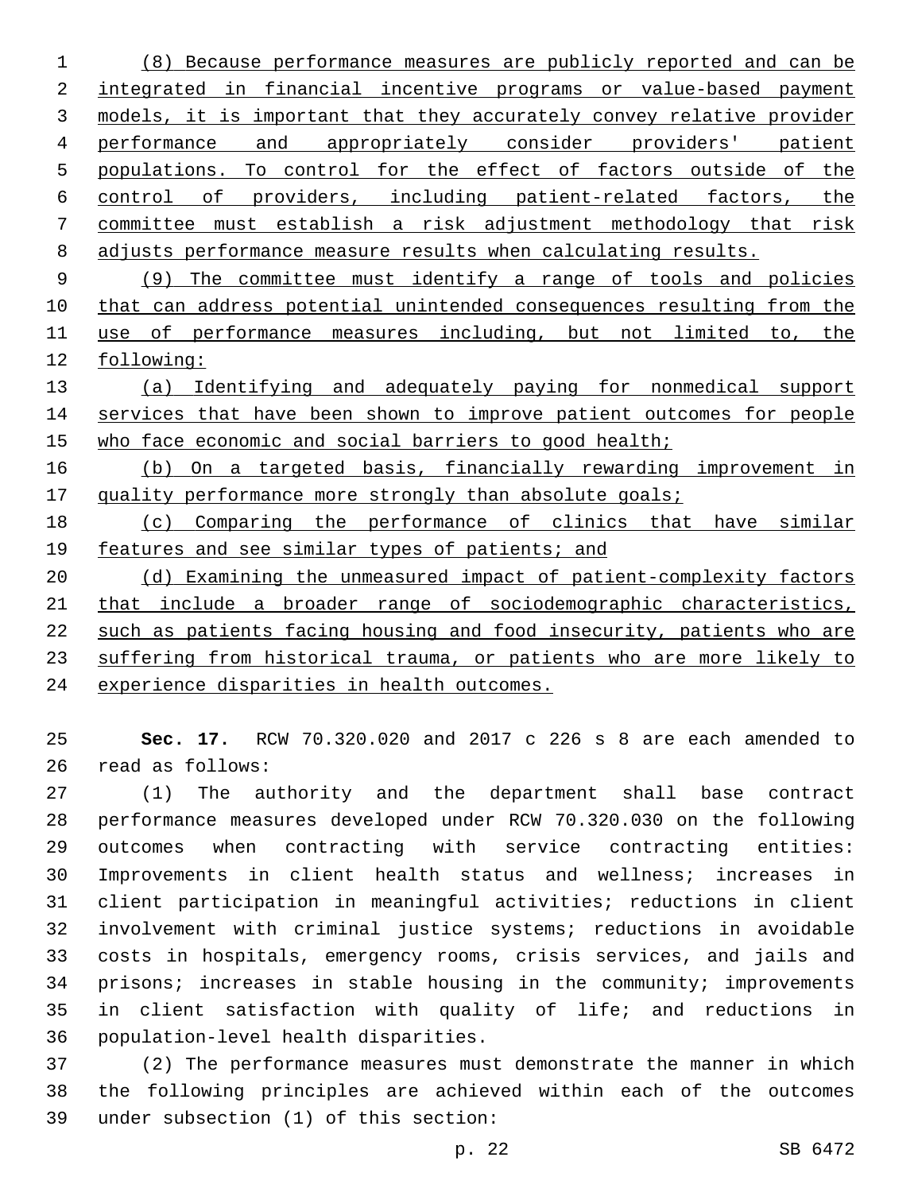(8) Because performance measures are publicly reported and can be integrated in financial incentive programs or value-based payment models, it is important that they accurately convey relative provider performance and appropriately consider providers' patient populations. To control for the effect of factors outside of the control of providers, including patient-related factors, the committee must establish a risk adjustment methodology that risk adjusts performance measure results when calculating results.

(9) The committee must identify a range of tools and policies that can address potential unintended consequences resulting from the use of performance measures including, but not limited to, the following:

(a) Identifying and adequately paying for nonmedical support services that have been shown to improve patient outcomes for people who face economic and social barriers to good health;

(b) On a targeted basis, financially rewarding improvement in quality performance more strongly than absolute goals;

(c) Comparing the performance of clinics that have similar features and see similar types of patients; and

(d) Examining the unmeasured impact of patient-complexity factors that include a broader range of sociodemographic characteristics, such as patients facing housing and food insecurity, patients who are suffering from historical trauma, or patients who are more likely to experience disparities in health outcomes.

**Sec. 17.** RCW 70.320.020 and 2017 c 226 s 8 are each amended to read as follows:

(1) The authority and the department shall base contract performance measures developed under RCW 70.320.030 on the following outcomes when contracting with service contracting entities: Improvements in client health status and wellness; increases in client participation in meaningful activities; reductions in client involvement with criminal justice systems; reductions in avoidable costs in hospitals, emergency rooms, crisis services, and jails and prisons; increases in stable housing in the community; improvements in client satisfaction with quality of life; and reductions in population-level health disparities.

(2) The performance measures must demonstrate the manner in which the following principles are achieved within each of the outcomes under subsection (1) of this section: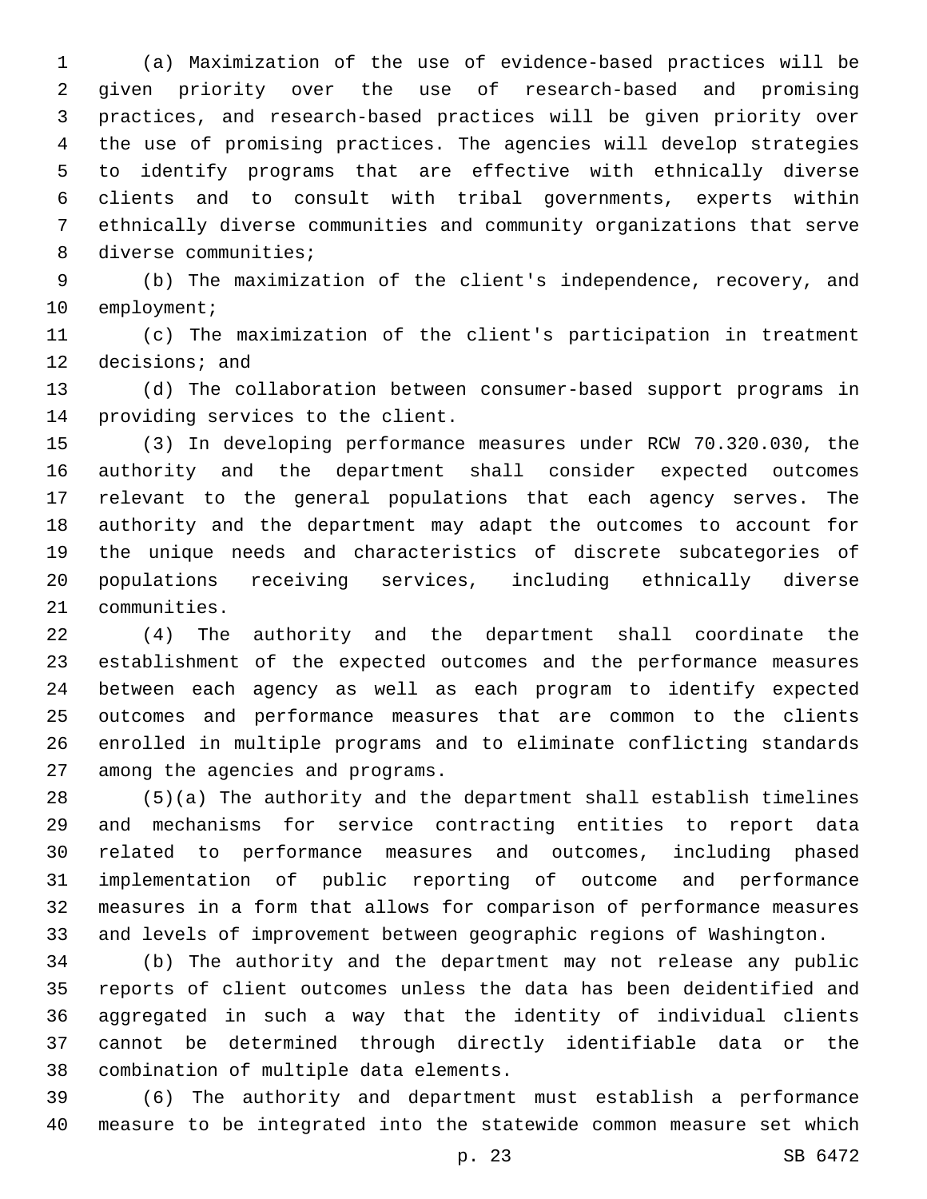(a) Maximization of the use of evidence-based practices will be given priority over the use of research-based and promising practices, and research-based practices will be given priority over the use of promising practices. The agencies will develop strategies to identify programs that are effective with ethnically diverse clients and to consult with tribal governments, experts within ethnically diverse communities and community organizations that serve diverse communities;

(b) The maximization of the client's independence, recovery, and employment;

(c) The maximization of the client's participation in treatment decisions; and

(d) The collaboration between consumer-based support programs in providing services to the client.

(3) In developing performance measures under RCW 70.320.030, the authority and the department shall consider expected outcomes relevant to the general populations that each agency serves. The authority and the department may adapt the outcomes to account for the unique needs and characteristics of discrete subcategories of populations receiving services, including ethnically diverse communities.

(4) The authority and the department shall coordinate the establishment of the expected outcomes and the performance measures between each agency as well as each program to identify expected outcomes and performance measures that are common to the clients enrolled in multiple programs and to eliminate conflicting standards among the agencies and programs.

(5)(a) The authority and the department shall establish timelines and mechanisms for service contracting entities to report data related to performance measures and outcomes, including phased implementation of public reporting of outcome and performance measures in a form that allows for comparison of performance measures and levels of improvement between geographic regions of Washington.

(b) The authority and the department may not release any public reports of client outcomes unless the data has been deidentified and aggregated in such a way that the identity of individual clients cannot be determined through directly identifiable data or the combination of multiple data elements.

(6) The authority and department must establish a performance measure to be integrated into the statewide common measure set which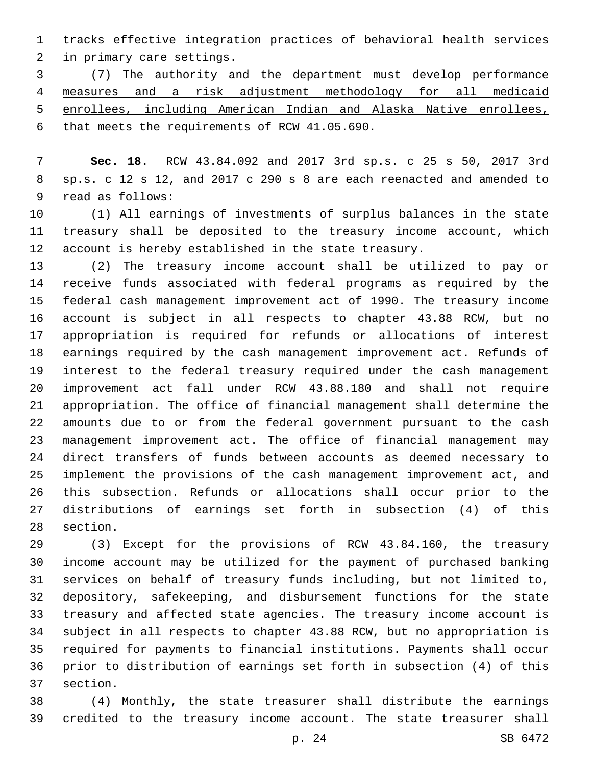tracks effective integration practices of behavioral health services in primary care settings.

(7) The authority and the department must develop performance measures and a risk adjustment methodology for all medicaid enrollees, including American Indian and Alaska Native enrollees, that meets the requirements of RCW 41.05.690.

**Sec. 18.** RCW 43.84.092 and 2017 3rd sp.s. c 25 s 50, 2017 3rd sp.s. c 12 s 12, and 2017 c 290 s 8 are each reenacted and amended to read as follows:

(1) All earnings of investments of surplus balances in the state treasury shall be deposited to the treasury income account, which account is hereby established in the state treasury.

(2) The treasury income account shall be utilized to pay or receive funds associated with federal programs as required by the federal cash management improvement act of 1990. The treasury income account is subject in all respects to chapter 43.88 RCW, but no appropriation is required for refunds or allocations of interest earnings required by the cash management improvement act. Refunds of interest to the federal treasury required under the cash management improvement act fall under RCW 43.88.180 and shall not require appropriation. The office of financial management shall determine the amounts due to or from the federal government pursuant to the cash management improvement act. The office of financial management may direct transfers of funds between accounts as deemed necessary to implement the provisions of the cash management improvement act, and this subsection. Refunds or allocations shall occur prior to the distributions of earnings set forth in subsection (4) of this section.

(3) Except for the provisions of RCW 43.84.160, the treasury income account may be utilized for the payment of purchased banking services on behalf of treasury funds including, but not limited to, depository, safekeeping, and disbursement functions for the state treasury and affected state agencies. The treasury income account is subject in all respects to chapter 43.88 RCW, but no appropriation is required for payments to financial institutions. Payments shall occur prior to distribution of earnings set forth in subsection (4) of this section.

(4) Monthly, the state treasurer shall distribute the earnings credited to the treasury income account. The state treasurer shall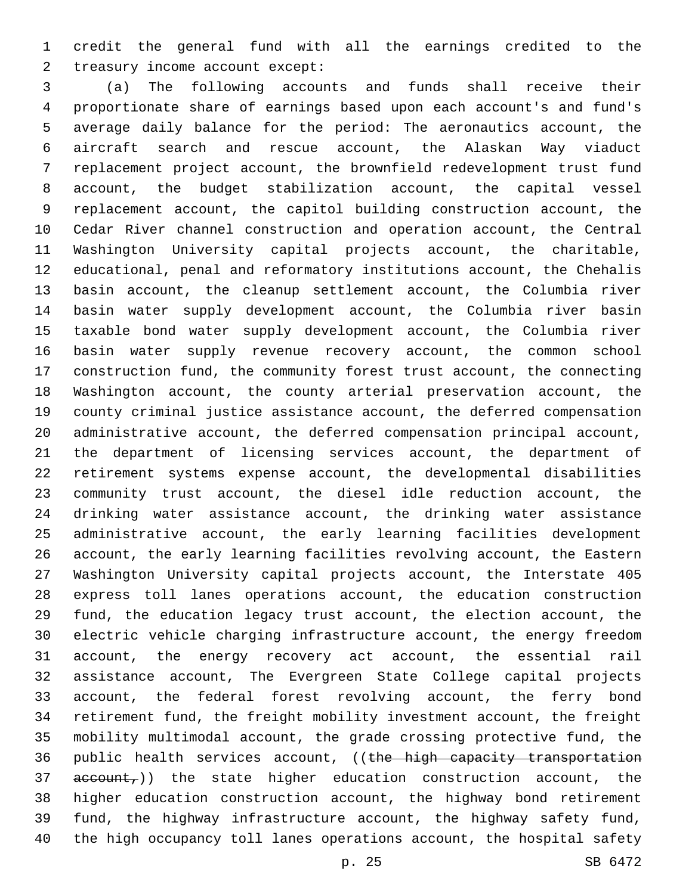credit the general fund with all the earnings credited to the treasury income account except:

(a) The following accounts and funds shall receive their proportionate share of earnings based upon each account's and fund's average daily balance for the period: The aeronautics account, the aircraft search and rescue account, the Alaskan Way viaduct replacement project account, the brownfield redevelopment trust fund account, the budget stabilization account, the capital vessel replacement account, the capitol building construction account, the Cedar River channel construction and operation account, the Central Washington University capital projects account, the charitable, educational, penal and reformatory institutions account, the Chehalis basin account, the cleanup settlement account, the Columbia river basin water supply development account, the Columbia river basin taxable bond water supply development account, the Columbia river basin water supply revenue recovery account, the common school construction fund, the community forest trust account, the connecting Washington account, the county arterial preservation account, the county criminal justice assistance account, the deferred compensation administrative account, the deferred compensation principal account, the department of licensing services account, the department of retirement systems expense account, the developmental disabilities community trust account, the diesel idle reduction account, the drinking water assistance account, the drinking water assistance administrative account, the early learning facilities development account, the early learning facilities revolving account, the Eastern Washington University capital projects account, the Interstate 405 express toll lanes operations account, the education construction fund, the education legacy trust account, the election account, the electric vehicle charging infrastructure account, the energy freedom account, the energy recovery act account, the essential rail assistance account, The Evergreen State College capital projects account, the federal forest revolving account, the ferry bond retirement fund, the freight mobility investment account, the freight mobility multimodal account, the grade crossing protective fund, the public health services account, ((~~the high capacity transportation account,~~)) the state higher education construction account, the higher education construction account, the highway bond retirement fund, the highway infrastructure account, the highway safety fund, the high occupancy toll lanes operations account, the hospital safety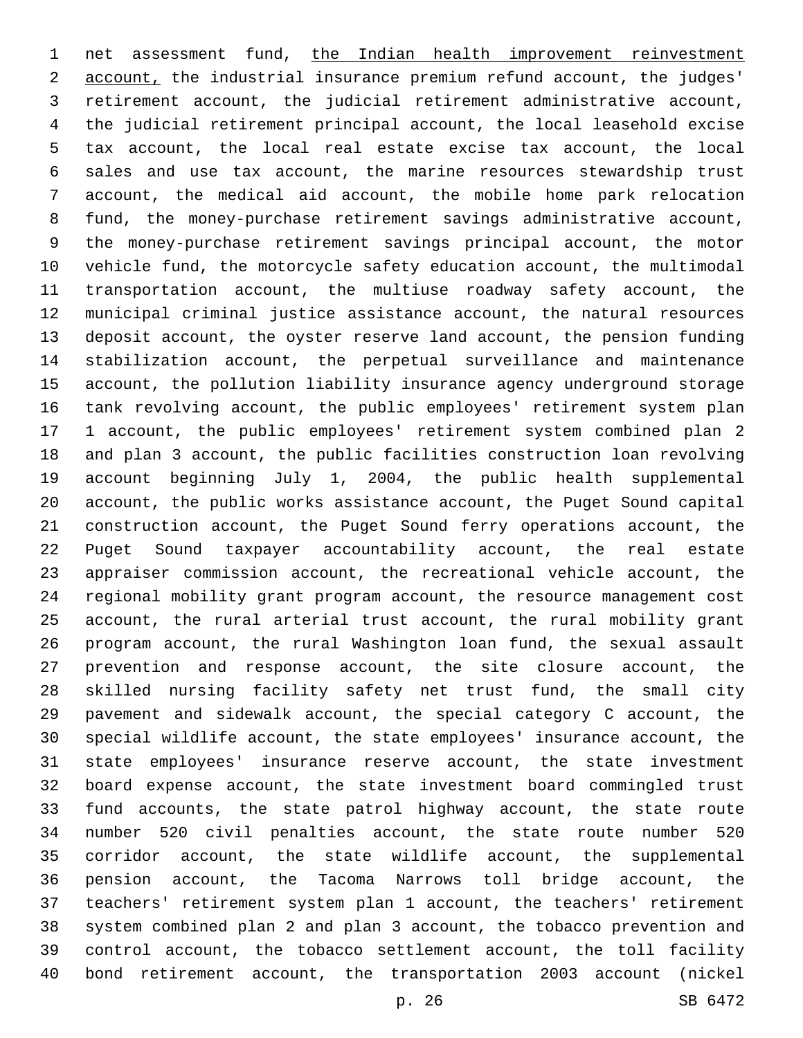net assessment fund, <u>the Indian health improvement reinvestment account,</u> the industrial insurance premium refund account, the judges' retirement account, the judicial retirement administrative account, the judicial retirement principal account, the local leasehold excise tax account, the local real estate excise tax account, the local sales and use tax account, the marine resources stewardship trust account, the medical aid account, the mobile home park relocation fund, the money-purchase retirement savings administrative account, the money-purchase retirement savings principal account, the motor vehicle fund, the motorcycle safety education account, the multimodal transportation account, the multiuse roadway safety account, the municipal criminal justice assistance account, the natural resources deposit account, the oyster reserve land account, the pension funding stabilization account, the perpetual surveillance and maintenance account, the pollution liability insurance agency underground storage tank revolving account, the public employees' retirement system plan 1 account, the public employees' retirement system combined plan 2 and plan 3 account, the public facilities construction loan revolving account beginning July 1, 2004, the public health supplemental account, the public works assistance account, the Puget Sound capital construction account, the Puget Sound ferry operations account, the Puget Sound taxpayer accountability account, the real estate appraiser commission account, the recreational vehicle account, the regional mobility grant program account, the resource management cost account, the rural arterial trust account, the rural mobility grant program account, the rural Washington loan fund, the sexual assault prevention and response account, the site closure account, the skilled nursing facility safety net trust fund, the small city pavement and sidewalk account, the special category C account, the special wildlife account, the state employees' insurance account, the state employees' insurance reserve account, the state investment board expense account, the state investment board commingled trust fund accounts, the state patrol highway account, the state route number 520 civil penalties account, the state route number 520 corridor account, the state wildlife account, the supplemental pension account, the Tacoma Narrows toll bridge account, the teachers' retirement system plan 1 account, the teachers' retirement system combined plan 2 and plan 3 account, the tobacco prevention and control account, the tobacco settlement account, the toll facility bond retirement account, the transportation 2003 account (nickel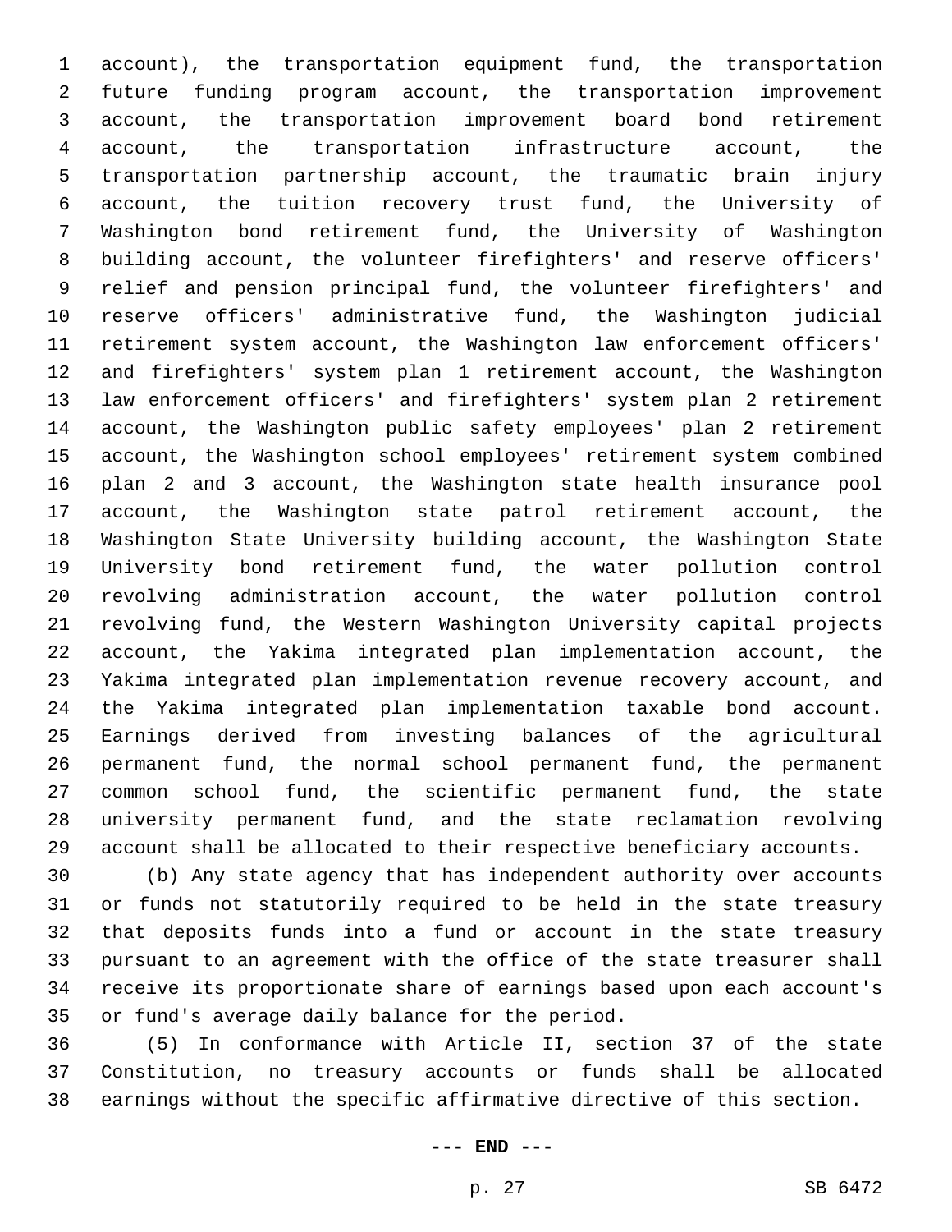account), the transportation equipment fund, the transportation future funding program account, the transportation improvement account, the transportation improvement board bond retirement account, the transportation infrastructure account, the transportation partnership account, the traumatic brain injury account, the tuition recovery trust fund, the University of Washington bond retirement fund, the University of Washington building account, the volunteer firefighters' and reserve officers' relief and pension principal fund, the volunteer firefighters' and reserve officers' administrative fund, the Washington judicial retirement system account, the Washington law enforcement officers' and firefighters' system plan 1 retirement account, the Washington law enforcement officers' and firefighters' system plan 2 retirement account, the Washington public safety employees' plan 2 retirement account, the Washington school employees' retirement system combined plan 2 and 3 account, the Washington state health insurance pool account, the Washington state patrol retirement account, the Washington State University building account, the Washington State University bond retirement fund, the water pollution control revolving administration account, the water pollution control revolving fund, the Western Washington University capital projects account, the Yakima integrated plan implementation account, the Yakima integrated plan implementation revenue recovery account, and the Yakima integrated plan implementation taxable bond account. Earnings derived from investing balances of the agricultural permanent fund, the normal school permanent fund, the permanent common school fund, the scientific permanent fund, the state university permanent fund, and the state reclamation revolving account shall be allocated to their respective beneficiary accounts.

(b) Any state agency that has independent authority over accounts or funds not statutorily required to be held in the state treasury that deposits funds into a fund or account in the state treasury pursuant to an agreement with the office of the state treasurer shall receive its proportionate share of earnings based upon each account's or fund's average daily balance for the period.

(5) In conformance with Article II, section 37 of the state Constitution, no treasury accounts or funds shall be allocated earnings without the specific affirmative directive of this section.

**--- END ---**